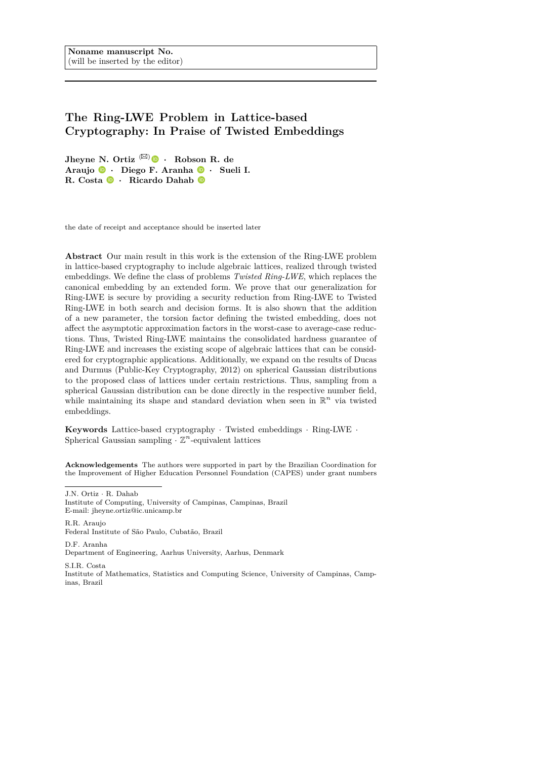Noname manuscript No.
(will be inserted by the editor)

# The Ring-LWE Problem in Lattice-based Cryptography: In Praise of Twisted Embeddings

**Jheyne N. Ortiz (✉) · Robson R. de Araujo · Diego F. Aranha · Sueli I. R. Costa · Ricardo Dahab**

the date of receipt and acceptance should be inserted later

**Abstract** Our main result in this work is the extension of the Ring-LWE problem in lattice-based cryptography to include algebraic lattices, realized through twisted embeddings. We define the class of problems *Twisted Ring-LWE*, which replaces the canonical embedding by an extended form. We prove that our generalization for Ring-LWE is secure by providing a security reduction from Ring-LWE to Twisted Ring-LWE in both search and decision forms. It is also shown that the addition of a new parameter, the torsion factor defining the twisted embedding, does not affect the asymptotic approximation factors in the worst-case to average-case reductions. Thus, Twisted Ring-LWE maintains the consolidated hardness guarantee of Ring-LWE and increases the existing scope of algebraic lattices that can be considered for cryptographic applications. Additionally, we expand on the results of Ducas and Durmus (Public-Key Cryptography, 2012) on spherical Gaussian distributions to the proposed class of lattices under certain restrictions. Thus, sampling from a spherical Gaussian distribution can be done directly in the respective number field, while maintaining its shape and standard deviation when seen in $\mathbb{R}^n$ via twisted embeddings.

**Keywords** Lattice-based cryptography · Twisted embeddings · Ring-LWE · Spherical Gaussian sampling · $\mathbb{Z}^n$-equivalent lattices

**Acknowledgements** The authors were supported in part by the Brazilian Coordination for the Improvement of Higher Education Personnel Foundation (CAPES) under grant numbers

---

J.N. Ortiz · R. Dahab
Institute of Computing, University of Campinas, Campinas, Brazil
E-mail: jheyne.ortiz@ic.unicamp.br

R.R. Araujo
Federal Institute of São Paulo, Cubatão, Brazil

D.F. Aranha
Department of Engineering, Aarhus University, Aarhus, Denmark

S.I.R. Costa
Institute of Mathematics, Statistics and Computing Science, University of Campinas, Campinas, Brazil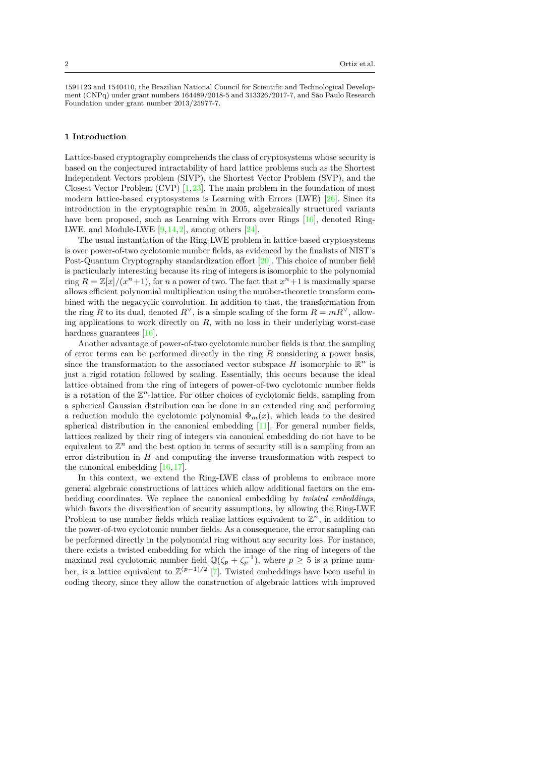1591123 and 1540410, the Brazilian National Council for Scientific and Technological Development (CNPq) under grant numbers 164489/2018-5 and 313326/2017-7, and São Paulo Research Foundation under grant number 2013/25977-7.

## 1 Introduction

Lattice-based cryptography comprehends the class of cryptosystems whose security is based on the conjectured intractability of hard lattice problems such as the Shortest Independent Vectors problem (SIVP), the Shortest Vector Problem (SVP), and the Closest Vector Problem (CVP) [1,23]. The main problem in the foundation of most modern lattice-based cryptosystems is Learning with Errors (LWE) [26]. Since its introduction in the cryptographic realm in 2005, algebraically structured variants have been proposed, such as Learning with Errors over Rings [16], denoted Ring-LWE, and Module-LWE [9,14,2], among others [24].

The usual instantiation of the Ring-LWE problem in lattice-based cryptosystems is over power-of-two cyclotomic number fields, as evidenced by the finalists of NIST's Post-Quantum Cryptography standardization effort [20]. This choice of number field is particularly interesting because its ring of integers is isomorphic to the polynomial ring $R = \mathbb{Z}[x]/(x^n+1)$, for $n$ a power of two. The fact that $x^n+1$ is maximally sparse allows efficient polynomial multiplication using the number-theoretic transform combined with the negacyclic convolution. In addition to that, the transformation from the ring $R$ to its dual, denoted $R^\vee$, is a simple scaling of the form $R = mR^\vee$, allowing applications to work directly on $R$, with no loss in their underlying worst-case hardness guarantees [16].

Another advantage of power-of-two cyclotomic number fields is that the sampling of error terms can be performed directly in the ring $R$ considering a power basis, since the transformation to the associated vector subspace $H$ isomorphic to $\mathbb{R}^n$ is just a rigid rotation followed by scaling. Essentially, this occurs because the ideal lattice obtained from the ring of integers of power-of-two cyclotomic number fields is a rotation of the $\mathbb{Z}^n$-lattice. For other choices of cyclotomic fields, sampling from a spherical Gaussian distribution can be done in an extended ring and performing a reduction modulo the cyclotomic polynomial $\Phi_m(x)$, which leads to the desired spherical distribution in the canonical embedding [11]. For general number fields, lattices realized by their ring of integers via canonical embedding do not have to be equivalent to $\mathbb{Z}^n$ and the best option in terms of security still is a sampling from an error distribution in $H$ and computing the inverse transformation with respect to the canonical embedding [16,17].

In this context, we extend the Ring-LWE class of problems to embrace more general algebraic constructions of lattices which allow additional factors on the embedding coordinates. We replace the canonical embedding by *twisted embeddings*, which favors the diversification of security assumptions, by allowing the Ring-LWE Problem to use number fields which realize lattices equivalent to $\mathbb{Z}^n$, in addition to the power-of-two cyclotomic number fields. As a consequence, the error sampling can be performed directly in the polynomial ring without any security loss. For instance, there exists a twisted embedding for which the image of the ring of integers of the maximal real cyclotomic number field $\mathbb{Q}(\zeta_p + \zeta_p^{-1})$, where $p \geq 5$ is a prime number, is a lattice equivalent to $\mathbb{Z}^{(p-1)/2}$ [7]. Twisted embeddings have been useful in coding theory, since they allow the construction of algebraic lattices with improved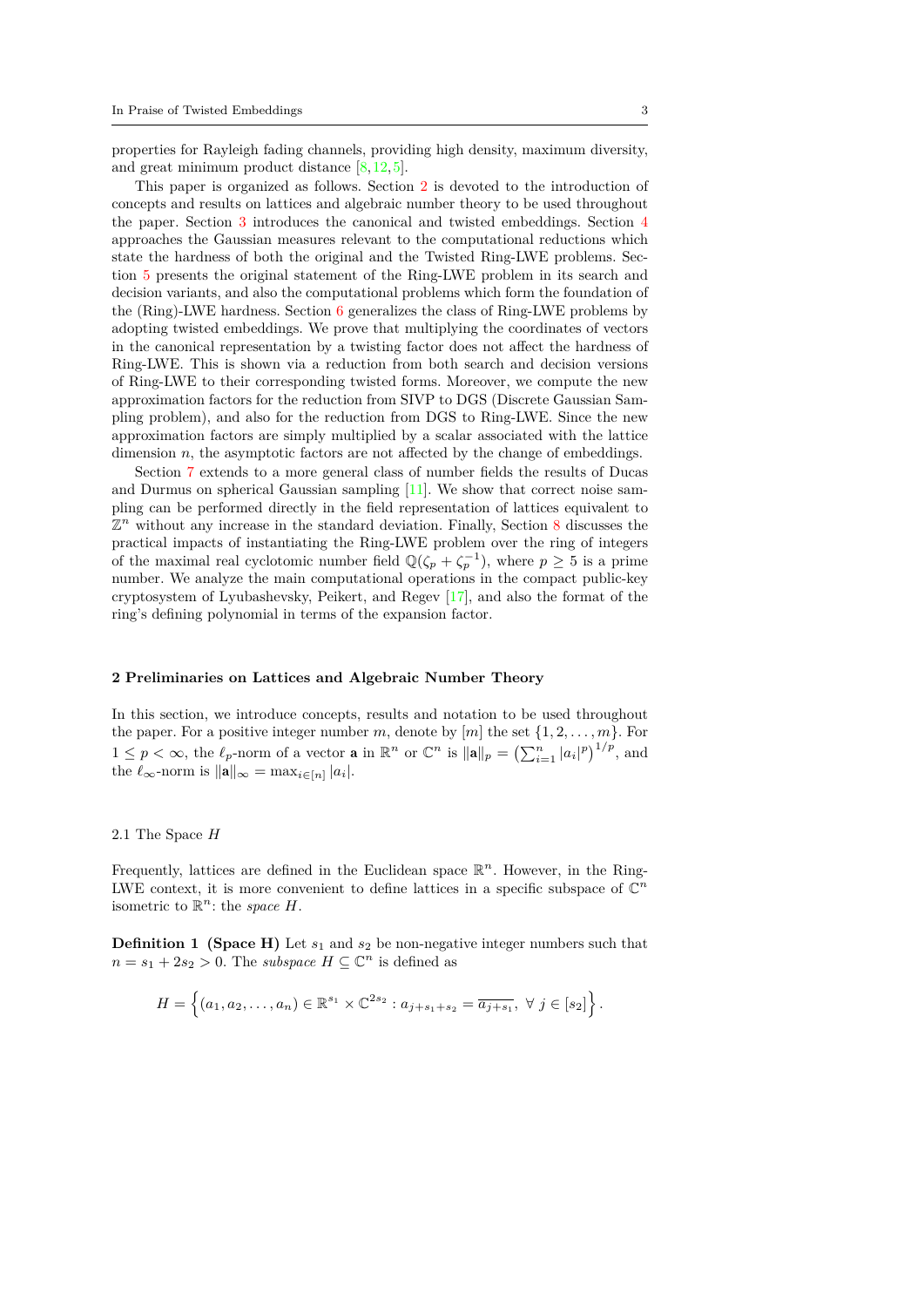properties for Rayleigh fading channels, providing high density, maximum diversity, and great minimum product distance [8,12,5].

This paper is organized as follows. Section 2 is devoted to the introduction of concepts and results on lattices and algebraic number theory to be used throughout the paper. Section 3 introduces the canonical and twisted embeddings. Section 4 approaches the Gaussian measures relevant to the computational reductions which state the hardness of both the original and the Twisted Ring-LWE problems. Section 5 presents the original statement of the Ring-LWE problem in its search and decision variants, and also the computational problems which form the foundation of the (Ring)-LWE hardness. Section 6 generalizes the class of Ring-LWE problems by adopting twisted embeddings. We prove that multiplying the coordinates of vectors in the canonical representation by a twisting factor does not affect the hardness of Ring-LWE. This is shown via a reduction from both search and decision versions of Ring-LWE to their corresponding twisted forms. Moreover, we compute the new approximation factors for the reduction from SIVP to DGS (Discrete Gaussian Sampling problem), and also for the reduction from DGS to Ring-LWE. Since the new approximation factors are simply multiplied by a scalar associated with the lattice dimension $n$, the asymptotic factors are not affected by the change of embeddings.

Section 7 extends to a more general class of number fields the results of Ducas and Durmus on spherical Gaussian sampling [11]. We show that correct noise sampling can be performed directly in the field representation of lattices equivalent to $\mathbb{Z}^n$ without any increase in the standard deviation. Finally, Section 8 discusses the practical impacts of instantiating the Ring-LWE problem over the ring of integers of the maximal real cyclotomic number field $\mathbb{Q}(\zeta_p + \zeta_p^{-1})$, where $p \geq 5$ is a prime number. We analyze the main computational operations in the compact public-key cryptosystem of Lyubashevsky, Peikert, and Regev [17], and also the format of the ring's defining polynomial in terms of the expansion factor.

## 2 Preliminaries on Lattices and Algebraic Number Theory

In this section, we introduce concepts, results and notation to be used throughout the paper. For a positive integer number $m$, denote by $[m]$ the set $\{1, 2, \ldots, m\}$. For $1 \leq p < \infty$, the $\ell_p$-norm of a vector $\mathbf{a}$ in $\mathbb{R}^n$ or $\mathbb{C}^n$ is $\|\mathbf{a}\|_p = \left(\sum_{i=1}^{n} |a_i|^p\right)^{1/p}$, and the $\ell_\infty$-norm is $\|\mathbf{a}\|_\infty = \max_{i \in [n]} |a_i|$.

### 2.1 The Space $H$

Frequently, lattices are defined in the Euclidean space $\mathbb{R}^n$. However, in the Ring-LWE context, it is more convenient to define lattices in a specific subspace of $\mathbb{C}^n$ isometric to $\mathbb{R}^n$: the *space* $H$.

**Definition 1 (Space H)** Let $s_1$ and $s_2$ be non-negative integer numbers such that $n = s_1 + 2s_2 > 0$. The *subspace* $H \subseteq \mathbb{C}^n$ is defined as

$$H = \left\{(a_1, a_2, \ldots, a_n) \in \mathbb{R}^{s_1} \times \mathbb{C}^{2s_2} : a_{j+s_1+s_2} = \overline{a_{j+s_1}},\ \forall\ j \in [s_2]\right\}.$$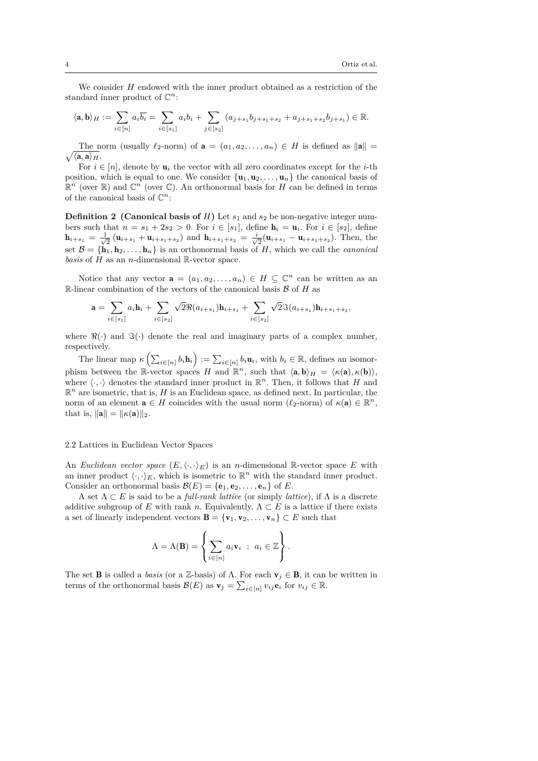We consider $H$ endowed with the inner product obtained as a restriction of the standard inner product of $\mathbb{C}^n$:

$$\langle \mathbf{a}, \mathbf{b} \rangle_H := \sum_{i \in [n]} a_i \overline{b_i} = \sum_{i \in [s_1]} a_i b_i + \sum_{j \in [s_2]} (a_{j+s_1} b_{j+s_1+s_2} + a_{j+s_1+s_2} b_{j+s_1}) \in \mathbb{R}.$$

The norm (usually $\ell_2$-norm) of $\mathbf{a} = (a_1, a_2, \ldots, a_n) \in H$ is defined as $\|\mathbf{a}\| = \sqrt{\langle \mathbf{a}, \mathbf{a} \rangle_H}$.

For $i \in [n]$, denote by $\mathbf{u}_i$ the vector with all zero coordinates except for the $i$-th position, which is equal to one. We consider $\{\mathbf{u}_1, \mathbf{u}_2, \ldots, \mathbf{u}_n\}$ the canonical basis of $\mathbb{R}^n$ (over $\mathbb{R}$) and $\mathbb{C}^n$ (over $\mathbb{C}$). An orthonormal basis for $H$ can be defined in terms of the canonical basis of $\mathbb{C}^n$:

**Definition 2 (Canonical basis of $H$)** Let $s_1$ and $s_2$ be non-negative integer numbers such that $n = s_1 + 2s_2 > 0$. For $i \in [s_1]$, define $\mathbf{h}_i = \mathbf{u}_i$. For $i \in [s_2]$, define $\mathbf{h}_{i+s_1} = \frac{1}{\sqrt{2}} (\mathbf{u}_{i+s_1} + \mathbf{u}_{i+s_1+s_2})$ and $\mathbf{h}_{i+s_1+s_2} = \frac{i}{\sqrt{2}} (\mathbf{u}_{i+s_1} - \mathbf{u}_{i+s_1+s_2})$. Then, the set $\mathcal{B} = \{\mathbf{h}_1, \mathbf{h}_2, \ldots, \mathbf{h}_n\}$ is an orthonormal basis of $H$, which we call the *canonical basis* of $H$ as an $n$-dimensional $\mathbb{R}$-vector space.

Notice that any vector $\mathbf{a} = (a_1, a_2, \ldots, a_n) \in H \subseteq \mathbb{C}^n$ can be written as an $\mathbb{R}$-linear combination of the vectors of the canonical basis $\mathcal{B}$ of $H$ as

$$\mathbf{a} = \sum_{i \in [s_1]} a_i \mathbf{h}_i + \sum_{i \in [s_2]} \sqrt{2} \Re(a_{i+s_1}) \mathbf{h}_{i+s_1} + \sum_{i \in [s_2]} \sqrt{2} \Im(a_{i+s_1}) \mathbf{h}_{i+s_1+s_2},$$

where $\Re(\cdot)$ and $\Im(\cdot)$ denote the real and imaginary parts of a complex number, respectively.

The linear map $\kappa \left( \sum_{i \in [n]} b_i \mathbf{h}_i \right) := \sum_{i \in [n]} b_i \mathbf{u}_i$, with $b_i \in \mathbb{R}$, defines an isomorphism between the $\mathbb{R}$-vector spaces $H$ and $\mathbb{R}^n$, such that $\langle \mathbf{a}, \mathbf{b} \rangle_H = \langle \kappa(\mathbf{a}), \kappa(\mathbf{b}) \rangle$, where $\langle \cdot, \cdot \rangle$ denotes the standard inner product in $\mathbb{R}^n$. Then, it follows that $H$ and $\mathbb{R}^n$ are isometric, that is, $H$ is an Euclidean space, as defined next. In particular, the norm of an element $\mathbf{a} \in H$ coincides with the usual norm ($\ell_2$-norm) of $\kappa(\mathbf{a}) \in \mathbb{R}^n$, that is, $\|\mathbf{a}\| = \|\kappa(\mathbf{a})\|_2$.

## 2.2 Lattices in Euclidean Vector Spaces

An *Euclidean vector space* $(E, \langle \cdot, \cdot \rangle_E)$ is an $n$-dimensional $\mathbb{R}$-vector space $E$ with an inner product $\langle \cdot, \cdot \rangle_E$, which is isometric to $\mathbb{R}^n$ with the standard inner product. Consider an orthonormal basis $\mathcal{B}(E) = \{\mathbf{e}_1, \mathbf{e}_2, \ldots, \mathbf{e}_n\}$ of $E$.

A set $\Lambda \subset E$ is said to be a *full-rank lattice* (or simply *lattice*), if $\Lambda$ is a discrete additive subgroup of $E$ with rank $n$. Equivalently, $\Lambda \subset E$ is a lattice if there exists a set of linearly independent vectors $\mathbf{B} = \{\mathbf{v}_1, \mathbf{v}_2, \ldots, \mathbf{v}_n\} \subset E$ such that

$$\Lambda = \Lambda(\mathbf{B}) = \left\{ \sum_{i \in [n]} a_i \mathbf{v}_i \ : \ a_i \in \mathbb{Z} \right\}.$$

The set $\mathbf{B}$ is called a *basis* (or a $\mathbb{Z}$-basis) of $\Lambda$. For each $\mathbf{v}_j \in \mathbf{B}$, it can be written in terms of the orthonormal basis $\mathcal{B}(E)$ as $\mathbf{v}_j = \sum_{i \in [n]} v_{ij} \mathbf{e}_i$ for $v_{ij} \in \mathbb{R}$.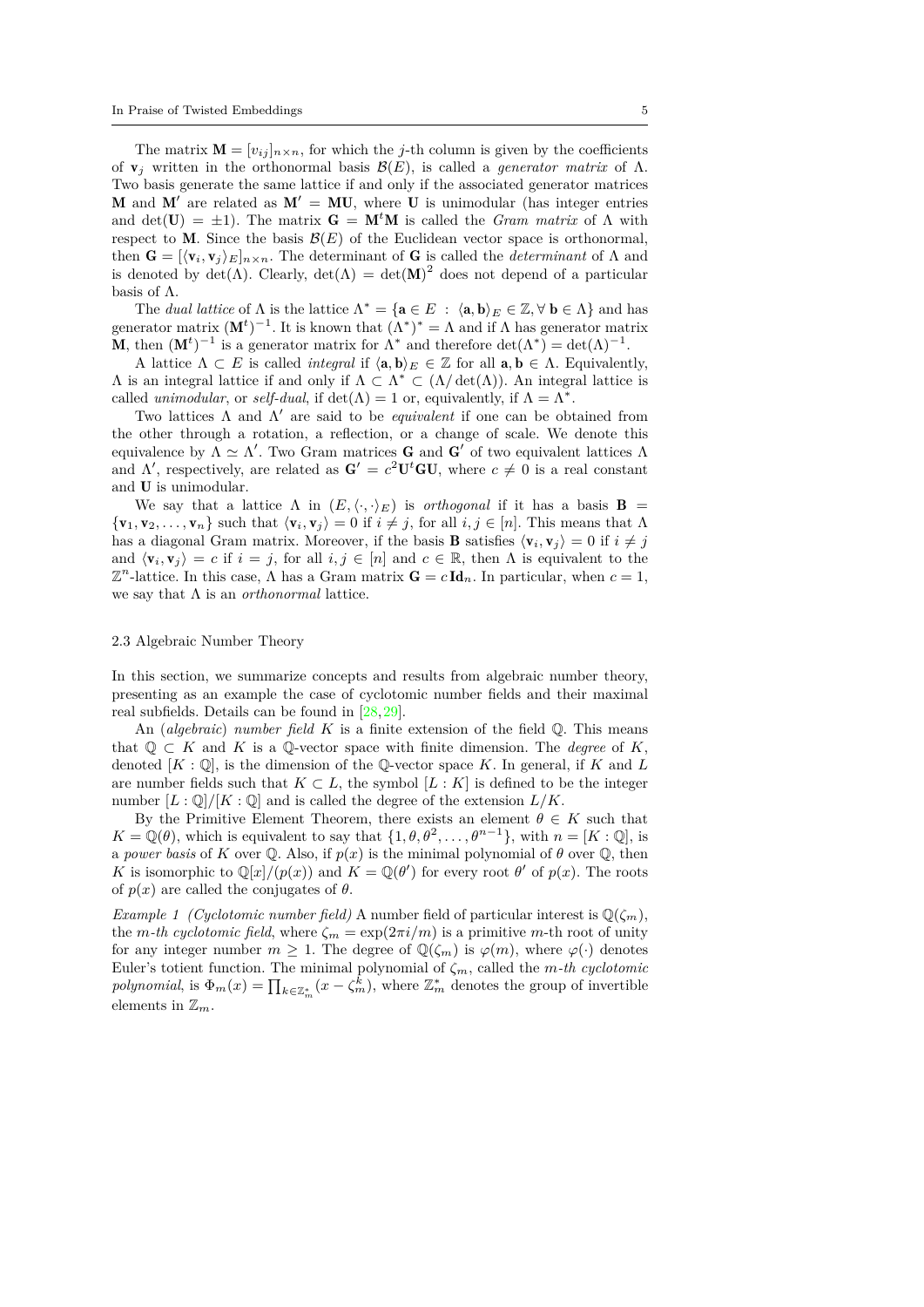The matrix $\mathbf{M} = [v_{ij}]_{n \times n}$, for which the $j$-th column is given by the coefficients of $\mathbf{v}_j$ written in the orthonormal basis $\mathcal{B}(E)$, is called a *generator matrix* of $\Lambda$. Two basis generate the same lattice if and only if the associated generator matrices $\mathbf{M}$ and $\mathbf{M}'$ are related as $\mathbf{M}' = \mathbf{MU}$, where $\mathbf{U}$ is unimodular (has integer entries and $\det(\mathbf{U}) = \pm 1$). The matrix $\mathbf{G} = \mathbf{M}^t\mathbf{M}$ is called the *Gram matrix* of $\Lambda$ with respect to $\mathbf{M}$. Since the basis $\mathcal{B}(E)$ of the Euclidean vector space is orthonormal, then $\mathbf{G} = [\langle \mathbf{v}_i, \mathbf{v}_j \rangle_E]_{n \times n}$. The determinant of $\mathbf{G}$ is called the *determinant* of $\Lambda$ and is denoted by $\det(\Lambda)$. Clearly, $\det(\Lambda) = \det(\mathbf{M})^2$ does not depend of a particular basis of $\Lambda$.

The *dual lattice* of $\Lambda$ is the lattice $\Lambda^* = \{\mathbf{a} \in E \;:\; \langle \mathbf{a}, \mathbf{b} \rangle_E \in \mathbb{Z}, \forall\, \mathbf{b} \in \Lambda\}$ and has generator matrix $(\mathbf{M}^t)^{-1}$. It is known that $(\Lambda^*)^* = \Lambda$ and if $\Lambda$ has generator matrix $\mathbf{M}$, then $(\mathbf{M}^t)^{-1}$ is a generator matrix for $\Lambda^*$ and therefore $\det(\Lambda^*) = \det(\Lambda)^{-1}$.

A lattice $\Lambda \subset E$ is called *integral* if $\langle \mathbf{a}, \mathbf{b} \rangle_E \in \mathbb{Z}$ for all $\mathbf{a}, \mathbf{b} \in \Lambda$. Equivalently, $\Lambda$ is an integral lattice if and only if $\Lambda \subset \Lambda^* \subset (\Lambda / \det(\Lambda))$. An integral lattice is called *unimodular*, or *self-dual*, if $\det(\Lambda) = 1$ or, equivalently, if $\Lambda = \Lambda^*$.

Two lattices $\Lambda$ and $\Lambda'$ are said to be *equivalent* if one can be obtained from the other through a rotation, a reflection, or a change of scale. We denote this equivalence by $\Lambda \simeq \Lambda'$. Two Gram matrices $\mathbf{G}$ and $\mathbf{G}'$ of two equivalent lattices $\Lambda$ and $\Lambda'$, respectively, are related as $\mathbf{G}' = c^2\mathbf{U}^t\mathbf{G}\mathbf{U}$, where $c \neq 0$ is a real constant and $\mathbf{U}$ is unimodular.

We say that a lattice $\Lambda$ in $(E, \langle \cdot, \cdot \rangle_E)$ is *orthogonal* if it has a basis $\mathbf{B} = \{\mathbf{v}_1, \mathbf{v}_2, \ldots, \mathbf{v}_n\}$ such that $\langle \mathbf{v}_i, \mathbf{v}_j \rangle = 0$ if $i \neq j$, for all $i, j \in [n]$. This means that $\Lambda$ has a diagonal Gram matrix. Moreover, if the basis $\mathbf{B}$ satisfies $\langle \mathbf{v}_i, \mathbf{v}_j \rangle = 0$ if $i \neq j$ and $\langle \mathbf{v}_i, \mathbf{v}_j \rangle = c$ if $i = j$, for all $i, j \in [n]$ and $c \in \mathbb{R}$, then $\Lambda$ is equivalent to the $\mathbb{Z}^n$-lattice. In this case, $\Lambda$ has a Gram matrix $\mathbf{G} = c\,\mathbf{Id}_n$. In particular, when $c = 1$, we say that $\Lambda$ is an *orthonormal* lattice.

### 2.3 Algebraic Number Theory

In this section, we summarize concepts and results from algebraic number theory, presenting as an example the case of cyclotomic number fields and their maximal real subfields. Details can be found in [28, 29].

An (*algebraic*) *number field* $K$ is a finite extension of the field $\mathbb{Q}$. This means that $\mathbb{Q} \subset K$ and $K$ is a $\mathbb{Q}$-vector space with finite dimension. The *degree* of $K$, denoted $[K : \mathbb{Q}]$, is the dimension of the $\mathbb{Q}$-vector space $K$. In general, if $K$ and $L$ are number fields such that $K \subset L$, the symbol $[L : K]$ is defined to be the integer number $[L : \mathbb{Q}]/[K : \mathbb{Q}]$ and is called the degree of the extension $L/K$.

By the Primitive Element Theorem, there exists an element $\theta \in K$ such that $K = \mathbb{Q}(\theta)$, which is equivalent to say that $\{1, \theta, \theta^2, \ldots, \theta^{n-1}\}$, with $n = [K : \mathbb{Q}]$, is a *power basis* of $K$ over $\mathbb{Q}$. Also, if $p(x)$ is the minimal polynomial of $\theta$ over $\mathbb{Q}$, then $K$ is isomorphic to $\mathbb{Q}[x]/(p(x))$ and $K = \mathbb{Q}(\theta')$ for every root $\theta'$ of $p(x)$. The roots of $p(x)$ are called the conjugates of $\theta$.

*Example 1 (Cyclotomic number field)* A number field of particular interest is $\mathbb{Q}(\zeta_m)$, the *m-th cyclotomic field*, where $\zeta_m = \exp(2\pi i/m)$ is a primitive $m$-th root of unity for any integer number $m \geq 1$. The degree of $\mathbb{Q}(\zeta_m)$ is $\varphi(m)$, where $\varphi(\cdot)$ denotes Euler's totient function. The minimal polynomial of $\zeta_m$, called the *m-th cyclotomic polynomial*, is $\Phi_m(x) = \prod_{k \in \mathbb{Z}_m^*} (x - \zeta_m^k)$, where $\mathbb{Z}_m^*$ denotes the group of invertible elements in $\mathbb{Z}_m$.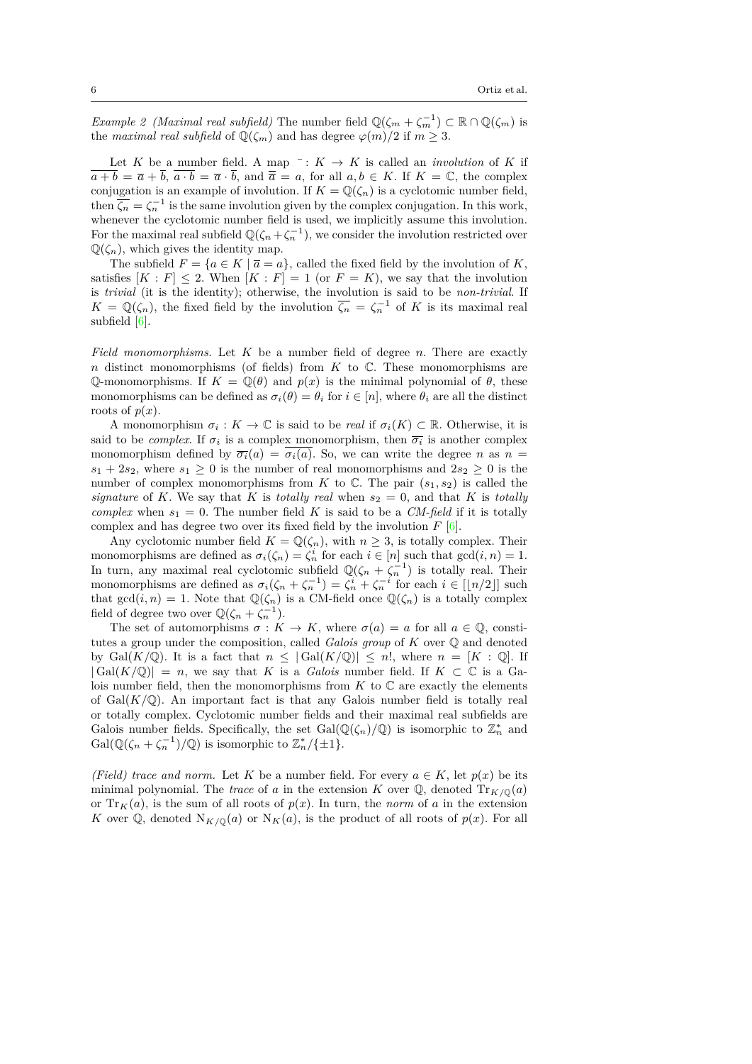*Example 2 (Maximal real subfield)* The number field $\mathbb{Q}(\zeta_m + \zeta_m^{-1}) \subset \mathbb{R} \cap \mathbb{Q}(\zeta_m)$ is the *maximal real subfield* of $\mathbb{Q}(\zeta_m)$ and has degree $\varphi(m)/2$ if $m \geq 3$.

Let $K$ be a number field. A map $\bar{\ }: K \to K$ is called an *involution* of $K$ if $\overline{a+b} = \overline{a} + \overline{b}$, $\overline{a \cdot b} = \overline{a} \cdot \overline{b}$, and $\overline{\overline{a}} = a$, for all $a, b \in K$. If $K = \mathbb{C}$, the complex conjugation is an example of involution. If $K = \mathbb{Q}(\zeta_n)$ is a cyclotomic number field, then $\overline{\zeta_n} = \zeta_n^{-1}$ is the same involution given by the complex conjugation. In this work, whenever the cyclotomic number field is used, we implicitly assume this involution. For the maximal real subfield $\mathbb{Q}(\zeta_n + \zeta_n^{-1})$, we consider the involution restricted over $\mathbb{Q}(\zeta_n)$, which gives the identity map.

The subfield $F = \{a \in K \mid \overline{a} = a\}$, called the fixed field by the involution of $K$, satisfies $[K : F] \leq 2$. When $[K : F] = 1$ (or $F = K$), we say that the involution is *trivial* (it is the identity); otherwise, the involution is said to be *non-trivial*. If $K = \mathbb{Q}(\zeta_n)$, the fixed field by the involution $\overline{\zeta_n} = \zeta_n^{-1}$ of $K$ is its maximal real subfield [6].

*Field monomorphisms.* Let $K$ be a number field of degree $n$. There are exactly $n$ distinct monomorphisms (of fields) from $K$ to $\mathbb{C}$. These monomorphisms are $\mathbb{Q}$-monomorphisms. If $K = \mathbb{Q}(\theta)$ and $p(x)$ is the minimal polynomial of $\theta$, these monomorphisms can be defined as $\sigma_i(\theta) = \theta_i$ for $i \in [n]$, where $\theta_i$ are all the distinct roots of $p(x)$.

A monomorphism $\sigma_i : K \to \mathbb{C}$ is said to be *real* if $\sigma_i(K) \subset \mathbb{R}$. Otherwise, it is said to be *complex*. If $\sigma_i$ is a complex monomorphism, then $\overline{\sigma_i}$ is another complex monomorphism defined by $\overline{\sigma_i}(a) = \overline{\sigma_i(a)}$. So, we can write the degree $n$ as $n = s_1 + 2s_2$, where $s_1 \geq 0$ is the number of real monomorphisms and $2s_2 \geq 0$ is the number of complex monomorphisms from $K$ to $\mathbb{C}$. The pair $(s_1, s_2)$ is called the *signature* of $K$. We say that $K$ is *totally real* when $s_2 = 0$, and that $K$ is *totally complex* when $s_1 = 0$. The number field $K$ is said to be a *CM-field* if it is totally complex and has degree two over its fixed field by the involution $F$ [6].

Any cyclotomic number field $K = \mathbb{Q}(\zeta_n)$, with $n \geq 3$, is totally complex. Their monomorphisms are defined as $\sigma_i(\zeta_n) = \zeta_n^i$ for each $i \in [n]$ such that $\gcd(i, n) = 1$. In turn, any maximal real cyclotomic subfield $\mathbb{Q}(\zeta_n + \zeta_n^{-1})$ is totally real. Their monomorphisms are defined as $\sigma_i(\zeta_n + \zeta_n^{-1}) = \zeta_n^i + \zeta_n^{-i}$ for each $i \in [\lfloor n/2 \rfloor]$ such that $\gcd(i, n) = 1$. Note that $\mathbb{Q}(\zeta_n)$ is a CM-field once $\mathbb{Q}(\zeta_n)$ is a totally complex field of degree two over $\mathbb{Q}(\zeta_n + \zeta_n^{-1})$.

The set of automorphisms $\sigma : K \to K$, where $\sigma(a) = a$ for all $a \in \mathbb{Q}$, constitutes a group under the composition, called *Galois group* of $K$ over $\mathbb{Q}$ and denoted by $\mathrm{Gal}(K/\mathbb{Q})$. It is a fact that $n \leq |\mathrm{Gal}(K/\mathbb{Q})| \leq n!$, where $n = [K : \mathbb{Q}]$. If $|\mathrm{Gal}(K/\mathbb{Q})| = n$, we say that $K$ is a *Galois* number field. If $K \subset \mathbb{C}$ is a Galois number field, then the monomorphisms from $K$ to $\mathbb{C}$ are exactly the elements of $\mathrm{Gal}(K/\mathbb{Q})$. An important fact is that any Galois number field is totally real or totally complex. Cyclotomic number fields and their maximal real subfields are Galois number fields. Specifically, the set $\mathrm{Gal}(\mathbb{Q}(\zeta_n)/\mathbb{Q})$ is isomorphic to $\mathbb{Z}_n^*$ and $\mathrm{Gal}(\mathbb{Q}(\zeta_n + \zeta_n^{-1})/\mathbb{Q})$ is isomorphic to $\mathbb{Z}_n^*/\{\pm 1\}$.

*(Field) trace and norm.* Let $K$ be a number field. For every $a \in K$, let $p(x)$ be its minimal polynomial. The *trace* of $a$ in the extension $K$ over $\mathbb{Q}$, denoted $\mathrm{Tr}_{K/\mathbb{Q}}(a)$ or $\mathrm{Tr}_K(a)$, is the sum of all roots of $p(x)$. In turn, the *norm* of $a$ in the extension $K$ over $\mathbb{Q}$, denoted $\mathrm{N}_{K/\mathbb{Q}}(a)$ or $\mathrm{N}_K(a)$, is the product of all roots of $p(x)$. For all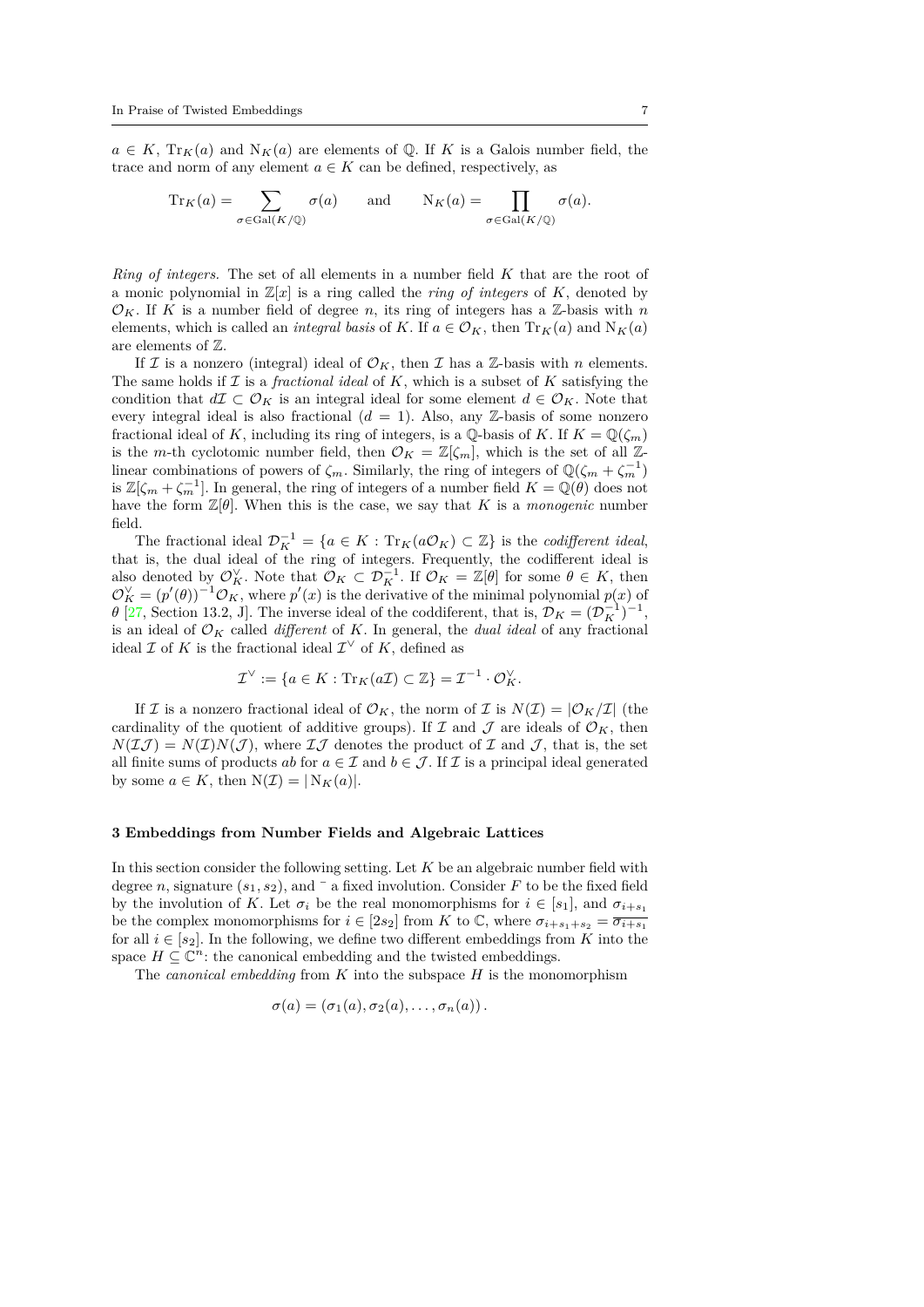$a \in K$, $\mathrm{Tr}_K(a)$ and $\mathrm{N}_K(a)$ are elements of $\mathbb{Q}$. If $K$ is a Galois number field, the trace and norm of any element $a \in K$ can be defined, respectively, as

$$\mathrm{Tr}_K(a) = \sum_{\sigma \in \mathrm{Gal}(K/\mathbb{Q})} \sigma(a) \qquad \text{and} \qquad \mathrm{N}_K(a) = \prod_{\sigma \in \mathrm{Gal}(K/\mathbb{Q})} \sigma(a).$$

*Ring of integers.* The set of all elements in a number field $K$ that are the root of a monic polynomial in $\mathbb{Z}[x]$ is a ring called the *ring of integers* of $K$, denoted by $\mathcal{O}_K$. If $K$ is a number field of degree $n$, its ring of integers has a $\mathbb{Z}$-basis with $n$ elements, which is called an *integral basis* of $K$. If $a \in \mathcal{O}_K$, then $\mathrm{Tr}_K(a)$ and $\mathrm{N}_K(a)$ are elements of $\mathbb{Z}$.

If $\mathcal{I}$ is a nonzero (integral) ideal of $\mathcal{O}_K$, then $\mathcal{I}$ has a $\mathbb{Z}$-basis with $n$ elements. The same holds if $\mathcal{I}$ is a *fractional ideal* of $K$, which is a subset of $K$ satisfying the condition that $d\mathcal{I} \subset \mathcal{O}_K$ is an integral ideal for some element $d \in \mathcal{O}_K$. Note that every integral ideal is also fractional ($d = 1$). Also, any $\mathbb{Z}$-basis of some nonzero fractional ideal of $K$, including its ring of integers, is a $\mathbb{Q}$-basis of $K$. If $K = \mathbb{Q}(\zeta_m)$ is the $m$-th cyclotomic number field, then $\mathcal{O}_K = \mathbb{Z}[\zeta_m]$, which is the set of all $\mathbb{Z}$-linear combinations of powers of $\zeta_m$. Similarly, the ring of integers of $\mathbb{Q}(\zeta_m + \zeta_m^{-1})$ is $\mathbb{Z}[\zeta_m + \zeta_m^{-1}]$. In general, the ring of integers of a number field $K = \mathbb{Q}(\theta)$ does not have the form $\mathbb{Z}[\theta]$. When this is the case, we say that $K$ is a *monogenic* number field.

The fractional ideal $\mathcal{D}_K^{-1} = \{a \in K : \mathrm{Tr}_K(a\mathcal{O}_K) \subset \mathbb{Z}\}$ is the *codifferent ideal*, that is, the dual ideal of the ring of integers. Frequently, the codifferent ideal is also denoted by $\mathcal{O}_K^{\vee}$. Note that $\mathcal{O}_K \subset \mathcal{D}_K^{-1}$. If $\mathcal{O}_K = \mathbb{Z}[\theta]$ for some $\theta \in K$, then $\mathcal{O}_K^{\vee} = (p'(\theta))^{-1}\mathcal{O}_K$, where $p'(x)$ is the derivative of the minimal polynomial $p(x)$ of $\theta$ [27, Section 13.2, J]. The inverse ideal of the codifferent, that is, $\mathcal{D}_K = (\mathcal{D}_K^{-1})^{-1}$, is an ideal of $\mathcal{O}_K$ called *different* of $K$. In general, the *dual ideal* of any fractional ideal $\mathcal{I}$ of $K$ is the fractional ideal $\mathcal{I}^{\vee}$ of $K$, defined as

$$\mathcal{I}^{\vee} := \{a \in K : \mathrm{Tr}_K(a\mathcal{I}) \subset \mathbb{Z}\} = \mathcal{I}^{-1} \cdot \mathcal{O}_K^{\vee}.$$

If $\mathcal{I}$ is a nonzero fractional ideal of $\mathcal{O}_K$, the norm of $\mathcal{I}$ is $N(\mathcal{I}) = |\mathcal{O}_K/\mathcal{I}|$ (the cardinality of the quotient of additive groups). If $\mathcal{I}$ and $\mathcal{J}$ are ideals of $\mathcal{O}_K$, then $N(\mathcal{I}\mathcal{J}) = N(\mathcal{I})N(\mathcal{J})$, where $\mathcal{I}\mathcal{J}$ denotes the product of $\mathcal{I}$ and $\mathcal{J}$, that is, the set all finite sums of products $ab$ for $a \in \mathcal{I}$ and $b \in \mathcal{J}$. If $\mathcal{I}$ is a principal ideal generated by some $a \in K$, then $\mathrm{N}(\mathcal{I}) = |\mathrm{N}_K(a)|$.

### 3 Embeddings from Number Fields and Algebraic Lattices

In this section consider the following setting. Let $K$ be an algebraic number field with degree $n$, signature $(s_1, s_2)$, and $\bar{\ }$ a fixed involution. Consider $F$ to be the fixed field by the involution of $K$. Let $\sigma_i$ be the real monomorphisms for $i \in [s_1]$, and $\sigma_{i+s_1}$ be the complex monomorphisms for $i \in [2s_2]$ from $K$ to $\mathbb{C}$, where $\sigma_{i+s_1+s_2} = \overline{\sigma_{i+s_1}}$ for all $i \in [s_2]$. In the following, we define two different embeddings from $K$ into the space $H \subseteq \mathbb{C}^n$: the canonical embedding and the twisted embeddings.

The *canonical embedding* from $K$ into the subspace $H$ is the monomorphism

$$\sigma(a) = (\sigma_1(a), \sigma_2(a), \ldots, \sigma_n(a)).$$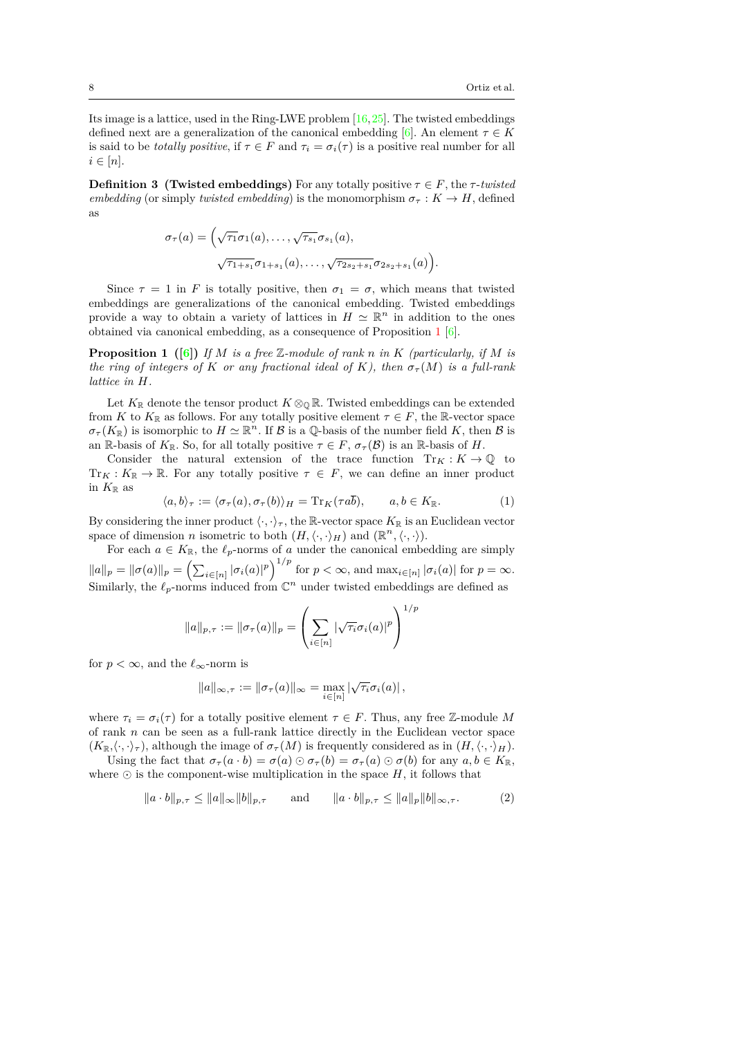Its image is a lattice, used in the Ring-LWE problem [16, 25]. The twisted embeddings defined next are a generalization of the canonical embedding [6]. An element $\tau \in K$ is said to be *totally positive*, if $\tau \in F$ and $\tau_i = \sigma_i(\tau)$ is a positive real number for all $i \in [n]$.

**Definition 3 (Twisted embeddings)** For any totally positive $\tau \in F$, the $\tau$*-twisted embedding* (or simply *twisted embedding*) is the monomorphism $\sigma_\tau : K \to H$, defined as

$$\sigma_\tau(a) = \Big(\sqrt{\tau_1}\sigma_1(a), \dots, \sqrt{\tau_{s_1}}\sigma_{s_1}(a),$$
$$\sqrt{\tau_{1+s_1}}\sigma_{1+s_1}(a), \dots, \sqrt{\tau_{2s_2+s_1}}\sigma_{2s_2+s_1}(a)\Big).$$

Since $\tau = 1$ in $F$ is totally positive, then $\sigma_1 = \sigma$, which means that twisted embeddings are generalizations of the canonical embedding. Twisted embeddings provide a way to obtain a variety of lattices in $H \simeq \mathbb{R}^n$ in addition to the ones obtained via canonical embedding, as a consequence of Proposition 1 [6].

**Proposition 1 ([6])** *If $M$ is a free $\mathbb{Z}$-module of rank $n$ in $K$ (particularly, if $M$ is the ring of integers of $K$ or any fractional ideal of $K$), then $\sigma_\tau(M)$ is a full-rank lattice in $H$.*

Let $K_\mathbb{R}$ denote the tensor product $K \otimes_\mathbb{Q} \mathbb{R}$. Twisted embeddings can be extended from $K$ to $K_\mathbb{R}$ as follows. For any totally positive element $\tau \in F$, the $\mathbb{R}$-vector space $\sigma_\tau(K_\mathbb{R})$ is isomorphic to $H \simeq \mathbb{R}^n$. If $\mathcal{B}$ is a $\mathbb{Q}$-basis of the number field $K$, then $\mathcal{B}$ is an $\mathbb{R}$-basis of $K_\mathbb{R}$. So, for all totally positive $\tau \in F$, $\sigma_\tau(\mathcal{B})$ is an $\mathbb{R}$-basis of $H$.

Consider the natural extension of the trace function $\mathrm{Tr}_K : K \to \mathbb{Q}$ to $\mathrm{Tr}_K : K_\mathbb{R} \to \mathbb{R}$. For any totally positive $\tau \in F$, we can define an inner product in $K_\mathbb{R}$ as

$$\langle a, b\rangle_\tau := \langle \sigma_\tau(a), \sigma_\tau(b)\rangle_H = \mathrm{Tr}_K(\tau a\bar{b}), \qquad a, b \in K_\mathbb{R}. \tag{1}$$

By considering the inner product $\langle\cdot,\cdot\rangle_\tau$, the $\mathbb{R}$-vector space $K_\mathbb{R}$ is an Euclidean vector space of dimension $n$ isometric to both $(H, \langle\cdot,\cdot\rangle_H)$ and $(\mathbb{R}^n, \langle\cdot,\cdot\rangle)$.

For each $a \in K_\mathbb{R}$, the $\ell_p$-norms of $a$ under the canonical embedding are simply $\|a\|_p = \|\sigma(a)\|_p = \left(\sum_{i\in[n]} |\sigma_i(a)|^p\right)^{1/p}$ for $p < \infty$, and $\max_{i\in[n]} |\sigma_i(a)|$ for $p = \infty$. Similarly, the $\ell_p$-norms induced from $\mathbb{C}^n$ under twisted embeddings are defined as

$$\|a\|_{p,\tau} := \|\sigma_\tau(a)\|_p = \left(\sum_{i\in[n]} |\sqrt{\tau_i}\sigma_i(a)|^p\right)^{1/p}$$

for $p < \infty$, and the $\ell_\infty$-norm is

$$\|a\|_{\infty,\tau} := \|\sigma_\tau(a)\|_\infty = \max_{i\in[n]} |\sqrt{\tau_i}\sigma_i(a)|,$$

where $\tau_i = \sigma_i(\tau)$ for a totally positive element $\tau \in F$. Thus, any free $\mathbb{Z}$-module $M$ of rank $n$ can be seen as a full-rank lattice directly in the Euclidean vector space $(K_\mathbb{R}, \langle\cdot,\cdot\rangle_\tau)$, although the image of $\sigma_\tau(M)$ is frequently considered as in $(H, \langle\cdot,\cdot\rangle_H)$.

Using the fact that $\sigma_\tau(a \cdot b) = \sigma(a) \odot \sigma_\tau(b) = \sigma_\tau(a) \odot \sigma(b)$ for any $a, b \in K_\mathbb{R}$, where $\odot$ is the component-wise multiplication in the space $H$, it follows that

$$\|a \cdot b\|_{p,\tau} \leq \|a\|_\infty \|b\|_{p,\tau} \qquad \text{and} \qquad \|a \cdot b\|_{p,\tau} \leq \|a\|_p \|b\|_{\infty,\tau}. \tag{2}$$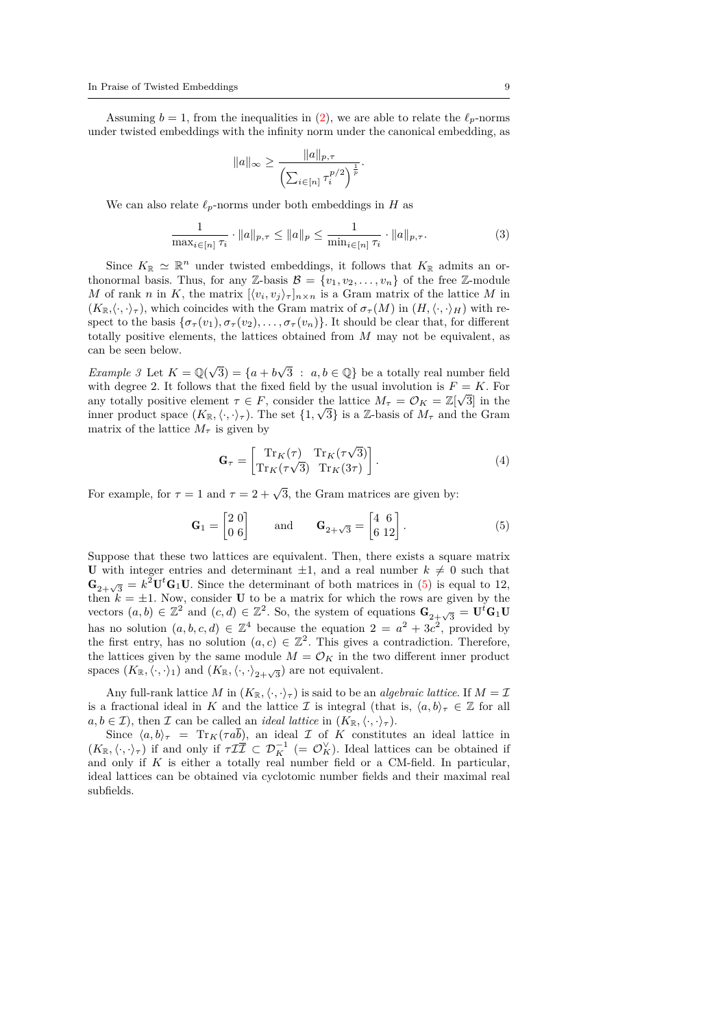Assuming $b = 1$, from the inequalities in (2), we are able to relate the $\ell_p$-norms under twisted embeddings with the infinity norm under the canonical embedding, as

$$\|a\|_\infty \geq \frac{\|a\|_{p,\tau}}{\left(\sum_{i\in[n]} \tau_i^{p/2}\right)^{\frac{1}{p}}}.$$

We can also relate $\ell_p$-norms under both embeddings in $H$ as

$$\frac{1}{\max_{i\in[n]} \tau_i} \cdot \|a\|_{p,\tau} \leq \|a\|_p \leq \frac{1}{\min_{i\in[n]} \tau_i} \cdot \|a\|_{p,\tau}. \tag{3}$$

Since $K_\mathbb{R} \simeq \mathbb{R}^n$ under twisted embeddings, it follows that $K_\mathbb{R}$ admits an orthonormal basis. Thus, for any $\mathbb{Z}$-basis $\mathcal{B} = \{v_1, v_2, \ldots, v_n\}$ of the free $\mathbb{Z}$-module $M$ of rank $n$ in $K$, the matrix $[\langle v_i, v_j\rangle_\tau]_{n\times n}$ is a Gram matrix of the lattice $M$ in $(K_\mathbb{R}, \langle\cdot,\cdot\rangle_\tau)$, which coincides with the Gram matrix of $\sigma_\tau(M)$ in $(H, \langle\cdot,\cdot\rangle_H)$ with respect to the basis $\{\sigma_\tau(v_1), \sigma_\tau(v_2), \ldots, \sigma_\tau(v_n)\}$. It should be clear that, for different totally positive elements, the lattices obtained from $M$ may not be equivalent, as can be seen below.

*Example 3* Let $K = \mathbb{Q}(\sqrt{3}) = \{a + b\sqrt{3} \ : \ a, b \in \mathbb{Q}\}$ be a totally real number field with degree 2. It follows that the fixed field by the usual involution is $F = K$. For any totally positive element $\tau \in F$, consider the lattice $M_\tau = \mathcal{O}_K = \mathbb{Z}[\sqrt{3}]$ in the inner product space $(K_\mathbb{R}, \langle\cdot,\cdot\rangle_\tau)$. The set $\{1, \sqrt{3}\}$ is a $\mathbb{Z}$-basis of $M_\tau$ and the Gram matrix of the lattice $M_\tau$ is given by

$$\mathbf{G}_\tau = \begin{bmatrix} \mathrm{Tr}_K(\tau) & \mathrm{Tr}_K(\tau\sqrt{3}) \\ \mathrm{Tr}_K(\tau\sqrt{3}) & \mathrm{Tr}_K(3\tau) \end{bmatrix}. \tag{4}$$

For example, for $\tau = 1$ and $\tau = 2 + \sqrt{3}$, the Gram matrices are given by:

$$\mathbf{G}_1 = \begin{bmatrix} 2 & 0 \\ 0 & 6 \end{bmatrix} \qquad \text{and} \qquad \mathbf{G}_{2+\sqrt{3}} = \begin{bmatrix} 4 & 6 \\ 6 & 12 \end{bmatrix}. \tag{5}$$

Suppose that these two lattices are equivalent. Then, there exists a square matrix $\mathbf{U}$ with integer entries and determinant $\pm 1$, and a real number $k \neq 0$ such that $\mathbf{G}_{2+\sqrt{3}} = k^2 \mathbf{U}^t \mathbf{G}_1 \mathbf{U}$. Since the determinant of both matrices in (5) is equal to 12, then $k = \pm 1$. Now, consider $\mathbf{U}$ to be a matrix for which the rows are given by the vectors $(a, b) \in \mathbb{Z}^2$ and $(c, d) \in \mathbb{Z}^2$. So, the system of equations $\mathbf{G}_{2+\sqrt{3}} = \mathbf{U}^t \mathbf{G}_1 \mathbf{U}$ has no solution $(a, b, c, d) \in \mathbb{Z}^4$ because the equation $2 = a^2 + 3c^2$, provided by the first entry, has no solution $(a, c) \in \mathbb{Z}^2$. This gives a contradiction. Therefore, the lattices given by the same module $M = \mathcal{O}_K$ in the two different inner product spaces $(K_\mathbb{R}, \langle\cdot,\cdot\rangle_1)$ and $(K_\mathbb{R}, \langle\cdot,\cdot\rangle_{2+\sqrt{3}})$ are not equivalent.

Any full-rank lattice $M$ in $(K_\mathbb{R}, \langle\cdot,\cdot\rangle_\tau)$ is said to be an *algebraic lattice*. If $M = \mathcal{I}$ is a fractional ideal in $K$ and the lattice $\mathcal{I}$ is integral (that is, $\langle a, b\rangle_\tau \in \mathbb{Z}$ for all $a, b \in \mathcal{I}$), then $\mathcal{I}$ can be called an *ideal lattice* in $(K_\mathbb{R}, \langle\cdot,\cdot\rangle_\tau)$.

Since $\langle a, b\rangle_\tau = \mathrm{Tr}_K(\tau a \bar{b})$, an ideal $\mathcal{I}$ of $K$ constitutes an ideal lattice in $(K_\mathbb{R}, \langle\cdot,\cdot\rangle_\tau)$ if and only if $\tau\mathcal{I}\overline{\mathcal{I}} \subset \mathcal{D}_K^{-1}$ $(= \mathcal{O}_K^\vee)$. Ideal lattices can be obtained if and only if $K$ is either a totally real number field or a CM-field. In particular, ideal lattices can be obtained via cyclotomic number fields and their maximal real subfields.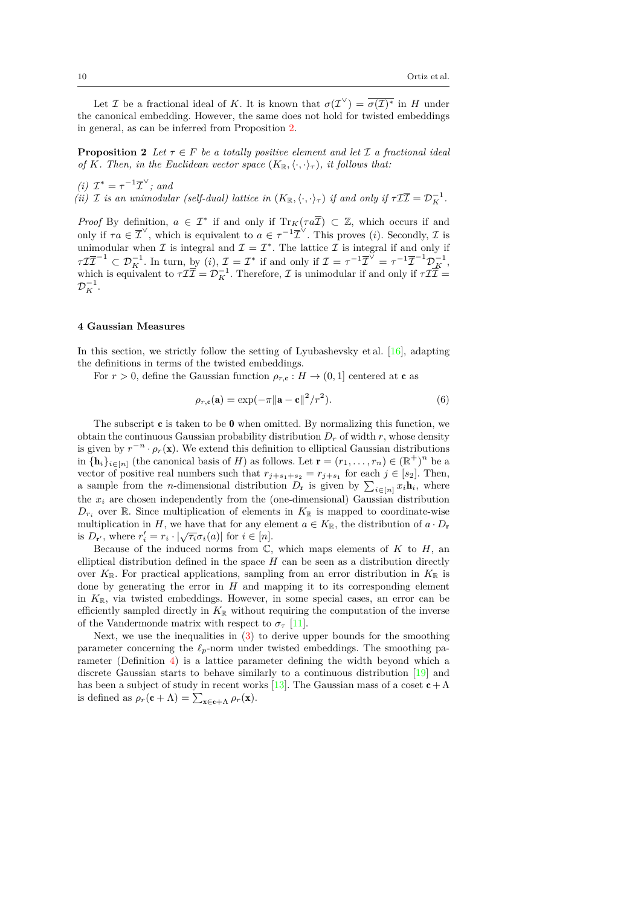Let $\mathcal{I}$ be a fractional ideal of $K$. It is known that $\sigma(\mathcal{I}^\vee) = \overline{\sigma(\mathcal{I})^*}$ in $H$ under the canonical embedding. However, the same does not hold for twisted embeddings in general, as can be inferred from Proposition 2.

**Proposition 2** *Let $\tau \in F$ be a totally positive element and let $\mathcal{I}$ a fractional ideal of $K$. Then, in the Euclidean vector space $(K_{\mathbb{R}}, \langle\cdot,\cdot\rangle_\tau)$, it follows that:*

*(i) $\mathcal{I}^* = \tau^{-1}\overline{\mathcal{I}}^\vee$; and*

*(ii) $\mathcal{I}$ is an unimodular (self-dual) lattice in $(K_{\mathbb{R}}, \langle\cdot,\cdot\rangle_\tau)$ if and only if $\tau\mathcal{I}\overline{\mathcal{I}} = \mathcal{D}_K^{-1}$.*

*Proof* By definition, $a \in \mathcal{I}^*$ if and only if $\mathrm{Tr}_K(\tau a\overline{\mathcal{I}}) \subset \mathbb{Z}$, which occurs if and only if $\tau a \in \overline{\mathcal{I}}^\vee$, which is equivalent to $a \in \tau^{-1}\overline{\mathcal{I}}^\vee$. This proves $(i)$. Secondly, $\mathcal{I}$ is unimodular when $\mathcal{I}$ is integral and $\mathcal{I} = \mathcal{I}^*$. The lattice $\mathcal{I}$ is integral if and only if $\tau\mathcal{I}\overline{\mathcal{I}}^{-1} \subset \mathcal{D}_K^{-1}$. In turn, by $(i)$, $\mathcal{I} = \mathcal{I}^*$ if and only if $\mathcal{I} = \tau^{-1}\overline{\mathcal{I}}^\vee = \tau^{-1}\overline{\mathcal{I}}^{-1}\mathcal{D}_K^{-1}$, which is equivalent to $\tau\mathcal{I}\overline{\mathcal{I}} = \mathcal{D}_K^{-1}$. Therefore, $\mathcal{I}$ is unimodular if and only if $\tau\mathcal{I}\overline{\mathcal{I}} = \mathcal{D}_K^{-1}$.

## 4 Gaussian Measures

In this section, we strictly follow the setting of Lyubashevsky et al. [16], adapting the definitions in terms of the twisted embeddings.

For $r > 0$, define the Gaussian function $\rho_{r,\mathbf{c}} : H \to (0,1]$ centered at $\mathbf{c}$ as

$$\rho_{r,\mathbf{c}}(\mathbf{a}) = \exp(-\pi\|\mathbf{a}-\mathbf{c}\|^2/r^2). \tag{6}$$

The subscript $\mathbf{c}$ is taken to be $\mathbf{0}$ when omitted. By normalizing this function, we obtain the continuous Gaussian probability distribution $D_r$ of width $r$, whose density is given by $r^{-n}\cdot\rho_r(\mathbf{x})$. We extend this definition to elliptical Gaussian distributions in $\{\mathbf{h}_i\}_{i\in[n]}$ (the canonical basis of $H$) as follows. Let $\mathbf{r} = (r_1,\ldots,r_n) \in (\mathbb{R}^+)^n$ be a vector of positive real numbers such that $r_{j+s_1+s_2} = r_{j+s_1}$ for each $j \in [s_2]$. Then, a sample from the $n$-dimensional distribution $D_{\mathbf{r}}$ is given by $\sum_{i\in[n]} x_i\mathbf{h}_i$, where the $x_i$ are chosen independently from the (one-dimensional) Gaussian distribution $D_{r_i}$ over $\mathbb{R}$. Since multiplication of elements in $K_{\mathbb{R}}$ is mapped to coordinate-wise multiplication in $H$, we have that for any element $a \in K_{\mathbb{R}}$, the distribution of $a\cdot D_{\mathbf{r}}$ is $D_{\mathbf{r}'}$, where $r'_i = r_i\cdot|\sqrt{\tau_i}\sigma_i(a)|$ for $i \in [n]$.

Because of the induced norms from $\mathbb{C}$, which maps elements of $K$ to $H$, an elliptical distribution defined in the space $H$ can be seen as a distribution directly over $K_{\mathbb{R}}$. For practical applications, sampling from an error distribution in $K_{\mathbb{R}}$ is done by generating the error in $H$ and mapping it to its corresponding element in $K_{\mathbb{R}}$, via twisted embeddings. However, in some special cases, an error can be efficiently sampled directly in $K_{\mathbb{R}}$ without requiring the computation of the inverse of the Vandermonde matrix with respect to $\sigma_\tau$ [11].

Next, we use the inequalities in (3) to derive upper bounds for the smoothing parameter concerning the $\ell_p$-norm under twisted embeddings. The smoothing parameter (Definition 4) is a lattice parameter defining the width beyond which a discrete Gaussian starts to behave similarly to a continuous distribution [19] and has been a subject of study in recent works [13]. The Gaussian mass of a coset $\mathbf{c}+\Lambda$ is defined as $\rho_r(\mathbf{c}+\Lambda) = \sum_{\mathbf{x}\in\mathbf{c}+\Lambda}\rho_r(\mathbf{x})$.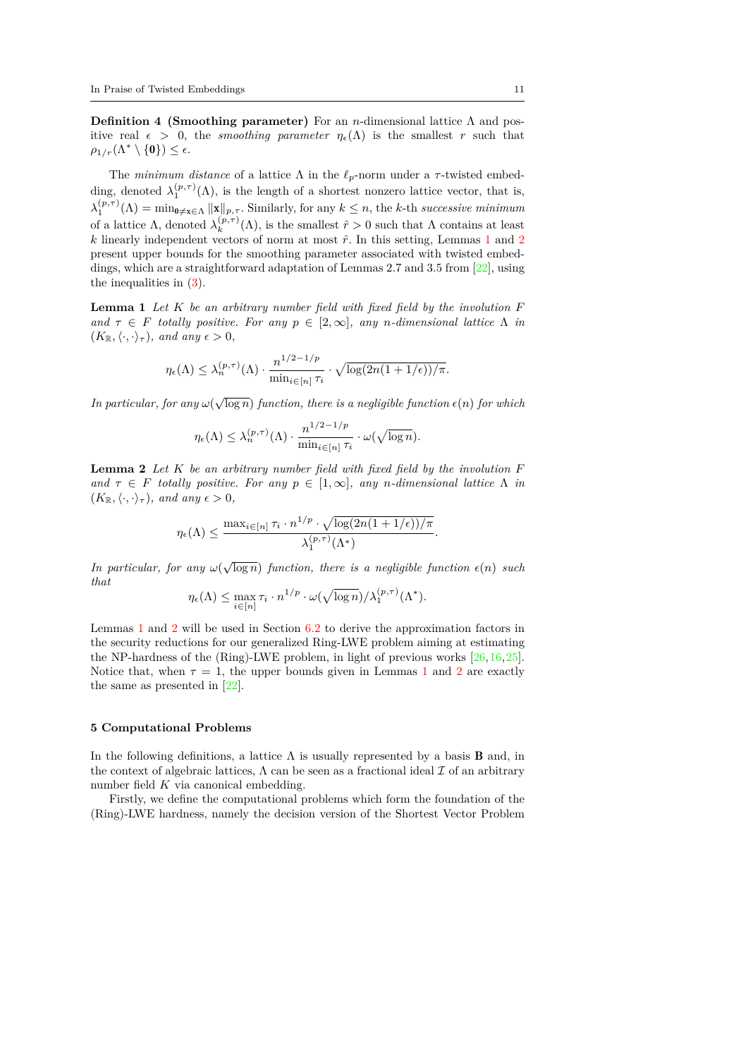**Definition 4 (Smoothing parameter)** For an $n$-dimensional lattice $\Lambda$ and positive real $\epsilon > 0$, the *smoothing parameter* $\eta_\epsilon(\Lambda)$ is the smallest $r$ such that $\rho_{1/r}(\Lambda^* \setminus \{\mathbf{0}\}) \leq \epsilon$.

The *minimum distance* of a lattice $\Lambda$ in the $\ell_p$-norm under a $\tau$-twisted embedding, denoted $\lambda_1^{(p,\tau)}(\Lambda)$, is the length of a shortest nonzero lattice vector, that is, $\lambda_1^{(p,\tau)}(\Lambda) = \min_{\mathbf{0} \neq \mathbf{x} \in \Lambda} \|\mathbf{x}\|_{p,\tau}$. Similarly, for any $k \leq n$, the $k$-th *successive minimum* of a lattice $\Lambda$, denoted $\lambda_k^{(p,\tau)}(\Lambda)$, is the smallest $\hat{r} > 0$ such that $\Lambda$ contains at least $k$ linearly independent vectors of norm at most $\hat{r}$. In this setting, Lemmas 1 and 2 present upper bounds for the smoothing parameter associated with twisted embeddings, which are a straightforward adaptation of Lemmas 2.7 and 3.5 from [22], using the inequalities in (3).

**Lemma 1** *Let $K$ be an arbitrary number field with fixed field by the involution $F$ and $\tau \in F$ totally positive. For any $p \in [2, \infty]$, any $n$-dimensional lattice $\Lambda$ in $(K_\mathbb{R}, \langle \cdot, \cdot \rangle_\tau)$, and any $\epsilon > 0$,*

$$\eta_\epsilon(\Lambda) \leq \lambda_n^{(p,\tau)}(\Lambda) \cdot \frac{n^{1/2-1/p}}{\min_{i \in [n]} \tau_i} \cdot \sqrt{\log(2n(1+1/\epsilon))/\pi}.$$

*In particular, for any $\omega(\sqrt{\log n})$ function, there is a negligible function $\epsilon(n)$ for which*

$$\eta_\epsilon(\Lambda) \leq \lambda_n^{(p,\tau)}(\Lambda) \cdot \frac{n^{1/2-1/p}}{\min_{i \in [n]} \tau_i} \cdot \omega(\sqrt{\log n}).$$

**Lemma 2** *Let $K$ be an arbitrary number field with fixed field by the involution $F$ and $\tau \in F$ totally positive. For any $p \in [1, \infty]$, any $n$-dimensional lattice $\Lambda$ in $(K_\mathbb{R}, \langle \cdot, \cdot \rangle_\tau)$, and any $\epsilon > 0$,*

$$\eta_\epsilon(\Lambda) \leq \frac{\max_{i \in [n]} \tau_i \cdot n^{1/p} \cdot \sqrt{\log(2n(1+1/\epsilon))/\pi}}{\lambda_1^{(p,\tau)}(\Lambda^*)}.$$

*In particular, for any $\omega(\sqrt{\log n})$ function, there is a negligible function $\epsilon(n)$ such that*

$$\eta_\epsilon(\Lambda) \leq \max_{i \in [n]} \tau_i \cdot n^{1/p} \cdot \omega(\sqrt{\log n}) / \lambda_1^{(p,\tau)}(\Lambda^*).$$

Lemmas 1 and 2 will be used in Section 6.2 to derive the approximation factors in the security reductions for our generalized Ring-LWE problem aiming at estimating the NP-hardness of the (Ring)-LWE problem, in light of previous works [26,16,25]. Notice that, when $\tau = 1$, the upper bounds given in Lemmas 1 and 2 are exactly the same as presented in [22].

## 5 Computational Problems

In the following definitions, a lattice $\Lambda$ is usually represented by a basis $\mathbf{B}$ and, in the context of algebraic lattices, $\Lambda$ can be seen as a fractional ideal $\mathcal{I}$ of an arbitrary number field $K$ via canonical embedding.

Firstly, we define the computational problems which form the foundation of the (Ring)-LWE hardness, namely the decision version of the Shortest Vector Problem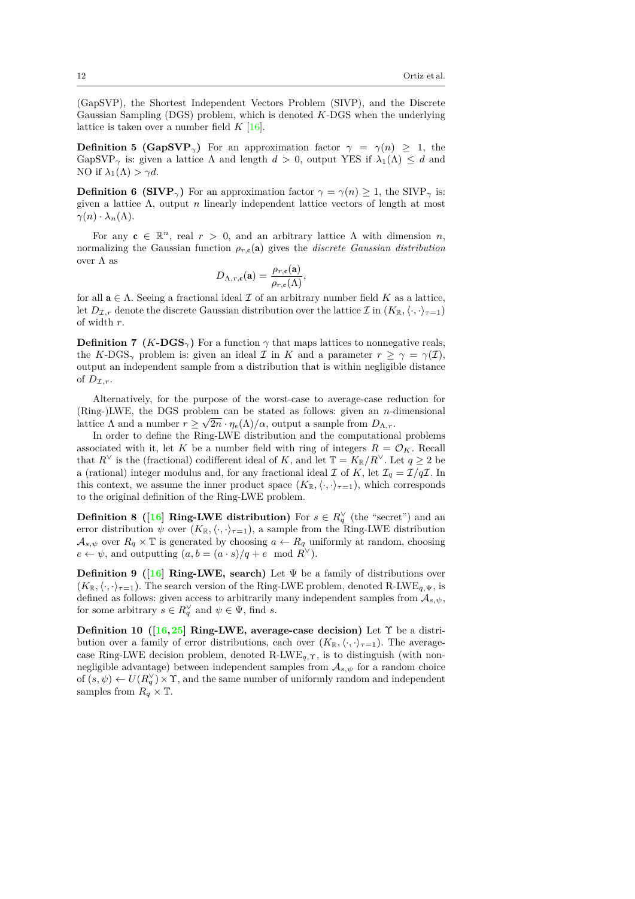(GapSVP), the Shortest Independent Vectors Problem (SIVP), and the Discrete Gaussian Sampling (DGS) problem, which is denoted $K$-DGS when the underlying lattice is taken over a number field $K$ [16].

**Definition 5 (GapSVP$_\gamma$)** For an approximation factor $\gamma = \gamma(n) \geq 1$, the GapSVP$_\gamma$ is: given a lattice $\Lambda$ and length $d > 0$, output YES if $\lambda_1(\Lambda) \leq d$ and NO if $\lambda_1(\Lambda) > \gamma d$.

**Definition 6 (SIVP$_\gamma$)** For an approximation factor $\gamma = \gamma(n) \geq 1$, the SIVP$_\gamma$ is: given a lattice $\Lambda$, output $n$ linearly independent lattice vectors of length at most $\gamma(n) \cdot \lambda_n(\Lambda)$.

For any $\mathbf{c} \in \mathbb{R}^n$, real $r > 0$, and an arbitrary lattice $\Lambda$ with dimension $n$, normalizing the Gaussian function $\rho_{r,\mathbf{c}}(\mathbf{a})$ gives the *discrete Gaussian distribution* over $\Lambda$ as

$$D_{\Lambda,r,\mathbf{c}}(\mathbf{a}) = \frac{\rho_{r,\mathbf{c}}(\mathbf{a})}{\rho_{r,\mathbf{c}}(\Lambda)},$$

for all $\mathbf{a} \in \Lambda$. Seeing a fractional ideal $\mathcal{I}$ of an arbitrary number field $K$ as a lattice, let $D_{\mathcal{I},r}$ denote the discrete Gaussian distribution over the lattice $\mathcal{I}$ in $(K_\mathbb{R}, \langle\cdot,\cdot\rangle_{\tau=1})$ of width $r$.

**Definition 7 ($K$-DGS$_\gamma$)** For a function $\gamma$ that maps lattices to nonnegative reals, the $K$-DGS$_\gamma$ problem is: given an ideal $\mathcal{I}$ in $K$ and a parameter $r \geq \gamma = \gamma(\mathcal{I})$, output an independent sample from a distribution that is within negligible distance of $D_{\mathcal{I},r}$.

Alternatively, for the purpose of the worst-case to average-case reduction for (Ring-)LWE, the DGS problem can be stated as follows: given an $n$-dimensional lattice $\Lambda$ and a number $r \geq \sqrt{2n} \cdot \eta_\epsilon(\Lambda)/\alpha$, output a sample from $D_{\Lambda,r}$.

In order to define the Ring-LWE distribution and the computational problems associated with it, let $K$ be a number field with ring of integers $R = \mathcal{O}_K$. Recall that $R^\vee$ is the (fractional) codifferent ideal of $K$, and let $\mathbb{T} = K_\mathbb{R}/R^\vee$. Let $q \geq 2$ be a (rational) integer modulus and, for any fractional ideal $\mathcal{I}$ of $K$, let $\mathcal{I}_q = \mathcal{I}/q\mathcal{I}$. In this context, we assume the inner product space $(K_\mathbb{R}, \langle\cdot,\cdot\rangle_{\tau=1})$, which corresponds to the original definition of the Ring-LWE problem.

**Definition 8 ([16] Ring-LWE distribution)** For $s \in R_q^\vee$ (the "secret") and an error distribution $\psi$ over $(K_\mathbb{R}, \langle\cdot,\cdot\rangle_{\tau=1})$, a sample from the Ring-LWE distribution $\mathcal{A}_{s,\psi}$ over $R_q \times \mathbb{T}$ is generated by choosing $a \leftarrow R_q$ uniformly at random, choosing $e \leftarrow \psi$, and outputting $(a, b = (a \cdot s)/q + e \mod R^\vee)$.

**Definition 9 ([16] Ring-LWE, search)** Let $\Psi$ be a family of distributions over $(K_\mathbb{R}, \langle\cdot,\cdot\rangle_{\tau=1})$. The search version of the Ring-LWE problem, denoted R-LWE$_{q,\Psi}$, is defined as follows: given access to arbitrarily many independent samples from $\mathcal{A}_{s,\psi}$, for some arbitrary $s \in R_q^\vee$ and $\psi \in \Psi$, find $s$.

**Definition 10 ([16,25] Ring-LWE, average-case decision)** Let $\Upsilon$ be a distribution over a family of error distributions, each over $(K_\mathbb{R}, \langle\cdot,\cdot\rangle_{\tau=1})$. The average-case Ring-LWE decision problem, denoted R-LWE$_{q,\Upsilon}$, is to distinguish (with non-negligible advantage) between independent samples from $\mathcal{A}_{s,\psi}$ for a random choice of $(s,\psi) \leftarrow U(R_q^\vee) \times \Upsilon$, and the same number of uniformly random and independent samples from $R_q \times \mathbb{T}$.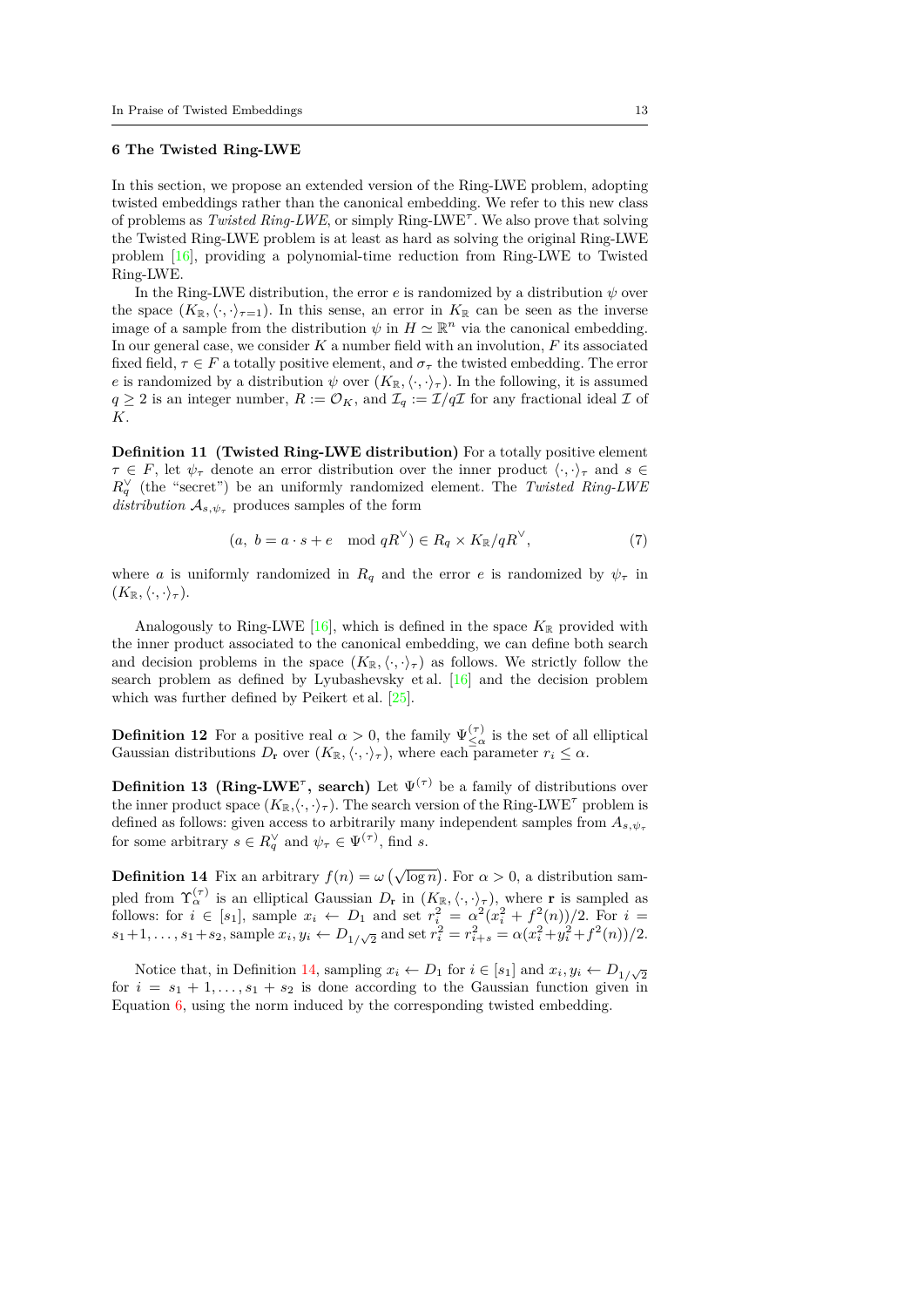## 6 The Twisted Ring-LWE

In this section, we propose an extended version of the Ring-LWE problem, adopting twisted embeddings rather than the canonical embedding. We refer to this new class of problems as *Twisted Ring-LWE*, or simply Ring-LWE$^\tau$. We also prove that solving the Twisted Ring-LWE problem is at least as hard as solving the original Ring-LWE problem [16], providing a polynomial-time reduction from Ring-LWE to Twisted Ring-LWE.

In the Ring-LWE distribution, the error $e$ is randomized by a distribution $\psi$ over the space $(K_\mathbb{R}, \langle \cdot, \cdot \rangle_{\tau=1})$. In this sense, an error in $K_\mathbb{R}$ can be seen as the inverse image of a sample from the distribution $\psi$ in $H \simeq \mathbb{R}^n$ via the canonical embedding. In our general case, we consider $K$ a number field with an involution, $F$ its associated fixed field, $\tau \in F$ a totally positive element, and $\sigma_\tau$ the twisted embedding. The error $e$ is randomized by a distribution $\psi$ over $(K_\mathbb{R}, \langle \cdot, \cdot \rangle_\tau)$. In the following, it is assumed $q \geq 2$ is an integer number, $R := \mathcal{O}_K$, and $\mathcal{I}_q := \mathcal{I}/q\mathcal{I}$ for any fractional ideal $\mathcal{I}$ of $K$.

**Definition 11 (Twisted Ring-LWE distribution)** For a totally positive element $\tau \in F$, let $\psi_\tau$ denote an error distribution over the inner product $\langle \cdot, \cdot \rangle_\tau$ and $s \in R_q^\vee$ (the "secret") be an uniformly randomized element. The *Twisted Ring-LWE distribution* $\mathcal{A}_{s,\psi_\tau}$ produces samples of the form

$$(a,\ b = a \cdot s + e \mod qR^\vee) \in R_q \times K_\mathbb{R}/qR^\vee, \tag{7}$$

where $a$ is uniformly randomized in $R_q$ and the error $e$ is randomized by $\psi_\tau$ in $(K_\mathbb{R}, \langle \cdot, \cdot \rangle_\tau)$.

Analogously to Ring-LWE [16], which is defined in the space $K_\mathbb{R}$ provided with the inner product associated to the canonical embedding, we can define both search and decision problems in the space $(K_\mathbb{R}, \langle \cdot, \cdot \rangle_\tau)$ as follows. We strictly follow the search problem as defined by Lyubashevsky et al. [16] and the decision problem which was further defined by Peikert et al. [25].

**Definition 12** For a positive real $\alpha > 0$, the family $\Psi_{\leq \alpha}^{(\tau)}$ is the set of all elliptical Gaussian distributions $D_\mathbf{r}$ over $(K_\mathbb{R}, \langle \cdot, \cdot \rangle_\tau)$, where each parameter $r_i \leq \alpha$.

**Definition 13 (Ring-LWE$^\tau$, search)** Let $\Psi^{(\tau)}$ be a family of distributions over the inner product space $(K_\mathbb{R}, \langle \cdot, \cdot \rangle_\tau)$. The search version of the Ring-LWE$^\tau$ problem is defined as follows: given access to arbitrarily many independent samples from $A_{s,\psi_\tau}$ for some arbitrary $s \in R_q^\vee$ and $\psi_\tau \in \Psi^{(\tau)}$, find $s$.

**Definition 14** Fix an arbitrary $f(n) = \omega\left(\sqrt{\log n}\right)$. For $\alpha > 0$, a distribution sampled from $\Upsilon_\alpha^{(\tau)}$ is an elliptical Gaussian $D_\mathbf{r}$ in $(K_\mathbb{R}, \langle \cdot, \cdot \rangle_\tau)$, where $\mathbf{r}$ is sampled as follows: for $i \in [s_1]$, sample $x_i \leftarrow D_1$ and set $r_i^2 = \alpha^2(x_i^2 + f^2(n))/2$. For $i = s_1+1, \ldots, s_1+s_2$, sample $x_i, y_i \leftarrow D_{1/\sqrt{2}}$ and set $r_i^2 = r_{i+s}^2 = \alpha(x_i^2 + y_i^2 + f^2(n))/2$.

Notice that, in Definition 14, sampling $x_i \leftarrow D_1$ for $i \in [s_1]$ and $x_i, y_i \leftarrow D_{1/\sqrt{2}}$ for $i = s_1 + 1, \ldots, s_1 + s_2$ is done according to the Gaussian function given in Equation 6, using the norm induced by the corresponding twisted embedding.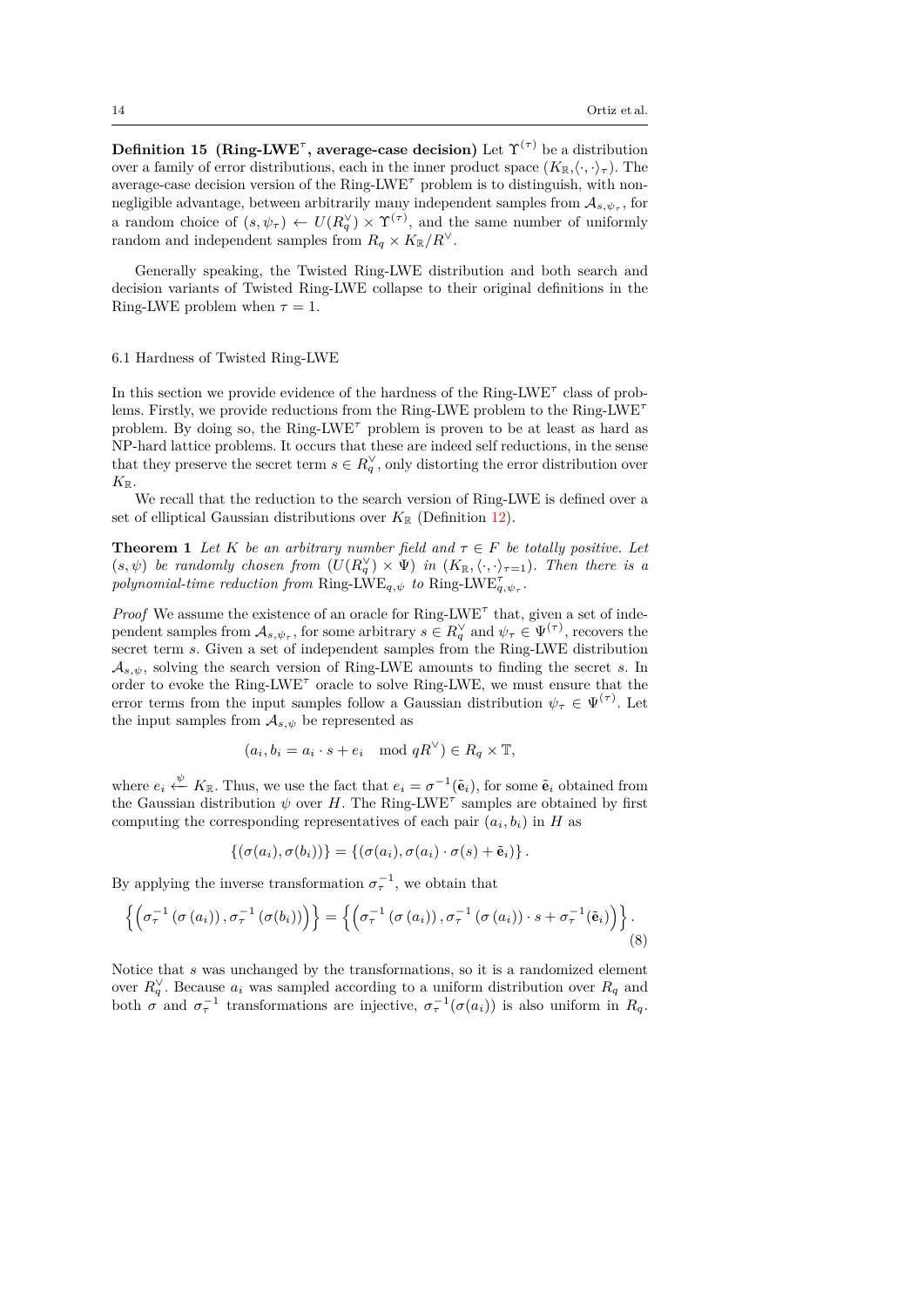**Definition 15 (Ring-LWE$^\tau$, average-case decision)** Let $\Upsilon^{(\tau)}$ be a distribution over a family of error distributions, each in the inner product space $(K_\mathbb{R}, \langle\cdot,\cdot\rangle_\tau)$. The average-case decision version of the Ring-LWE$^\tau$ problem is to distinguish, with non-negligible advantage, between arbitrarily many independent samples from $\mathcal{A}_{s,\psi_\tau}$, for a random choice of $(s, \psi_\tau) \leftarrow U(R_q^\vee) \times \Upsilon^{(\tau)}$, and the same number of uniformly random and independent samples from $R_q \times K_\mathbb{R}/R^\vee$.

Generally speaking, the Twisted Ring-LWE distribution and both search and decision variants of Twisted Ring-LWE collapse to their original definitions in the Ring-LWE problem when $\tau = 1$.

## 6.1 Hardness of Twisted Ring-LWE

In this section we provide evidence of the hardness of the Ring-LWE$^\tau$ class of problems. Firstly, we provide reductions from the Ring-LWE problem to the Ring-LWE$^\tau$ problem. By doing so, the Ring-LWE$^\tau$ problem is proven to be at least as hard as NP-hard lattice problems. It occurs that these are indeed self reductions, in the sense that they preserve the secret term $s \in R_q^\vee$, only distorting the error distribution over $K_\mathbb{R}$.

We recall that the reduction to the search version of Ring-LWE is defined over a set of elliptical Gaussian distributions over $K_\mathbb{R}$ (Definition 12).

**Theorem 1** *Let $K$ be an arbitrary number field and $\tau \in F$ be totally positive. Let $(s, \psi)$ be randomly chosen from $(U(R_q^\vee) \times \Psi)$ in $(K_\mathbb{R}, \langle\cdot,\cdot\rangle_{\tau=1})$. Then there is a polynomial-time reduction from* $\text{Ring-LWE}_{q,\psi}$ *to* $\text{Ring-LWE}^\tau_{q,\psi_\tau}$.

*Proof* We assume the existence of an oracle for Ring-LWE$^\tau$ that, given a set of independent samples from $\mathcal{A}_{s,\psi_\tau}$, for some arbitrary $s \in R_q^\vee$ and $\psi_\tau \in \Psi^{(\tau)}$, recovers the secret term $s$. Given a set of independent samples from the Ring-LWE distribution $\mathcal{A}_{s,\psi}$, solving the search version of Ring-LWE amounts to finding the secret $s$. In order to evoke the Ring-LWE$^\tau$ oracle to solve Ring-LWE, we must ensure that the error terms from the input samples follow a Gaussian distribution $\psi_\tau \in \Psi^{(\tau)}$. Let the input samples from $\mathcal{A}_{s,\psi}$ be represented as

$$(a_i, b_i = a_i \cdot s + e_i \mod qR^\vee) \in R_q \times \mathbb{T},$$

where $e_i \xleftarrow{\psi} K_\mathbb{R}$. Thus, we use the fact that $e_i = \sigma^{-1}(\tilde{\mathbf{e}}_i)$, for some $\tilde{\mathbf{e}}_i$ obtained from the Gaussian distribution $\psi$ over $H$. The Ring-LWE$^\tau$ samples are obtained by first computing the corresponding representatives of each pair $(a_i, b_i)$ in $H$ as

$$\{(\sigma(a_i), \sigma(b_i))\} = \{(\sigma(a_i), \sigma(a_i) \cdot \sigma(s) + \tilde{\mathbf{e}}_i)\}.$$

By applying the inverse transformation $\sigma_\tau^{-1}$, we obtain that

$$\left\{\left(\sigma_\tau^{-1}\left(\sigma\left(a_i\right)\right), \sigma_\tau^{-1}\left(\sigma(b_i)\right)\right)\right\} = \left\{\left(\sigma_\tau^{-1}\left(\sigma\left(a_i\right)\right), \sigma_\tau^{-1}\left(\sigma\left(a_i\right)\right) \cdot s + \sigma_\tau^{-1}(\tilde{\mathbf{e}}_i)\right)\right\}. \tag{8}$$

Notice that $s$ was unchanged by the transformations, so it is a randomized element over $R_q^\vee$. Because $a_i$ was sampled according to a uniform distribution over $R_q$ and both $\sigma$ and $\sigma_\tau^{-1}$ transformations are injective, $\sigma_\tau^{-1}(\sigma(a_i))$ is also uniform in $R_q$.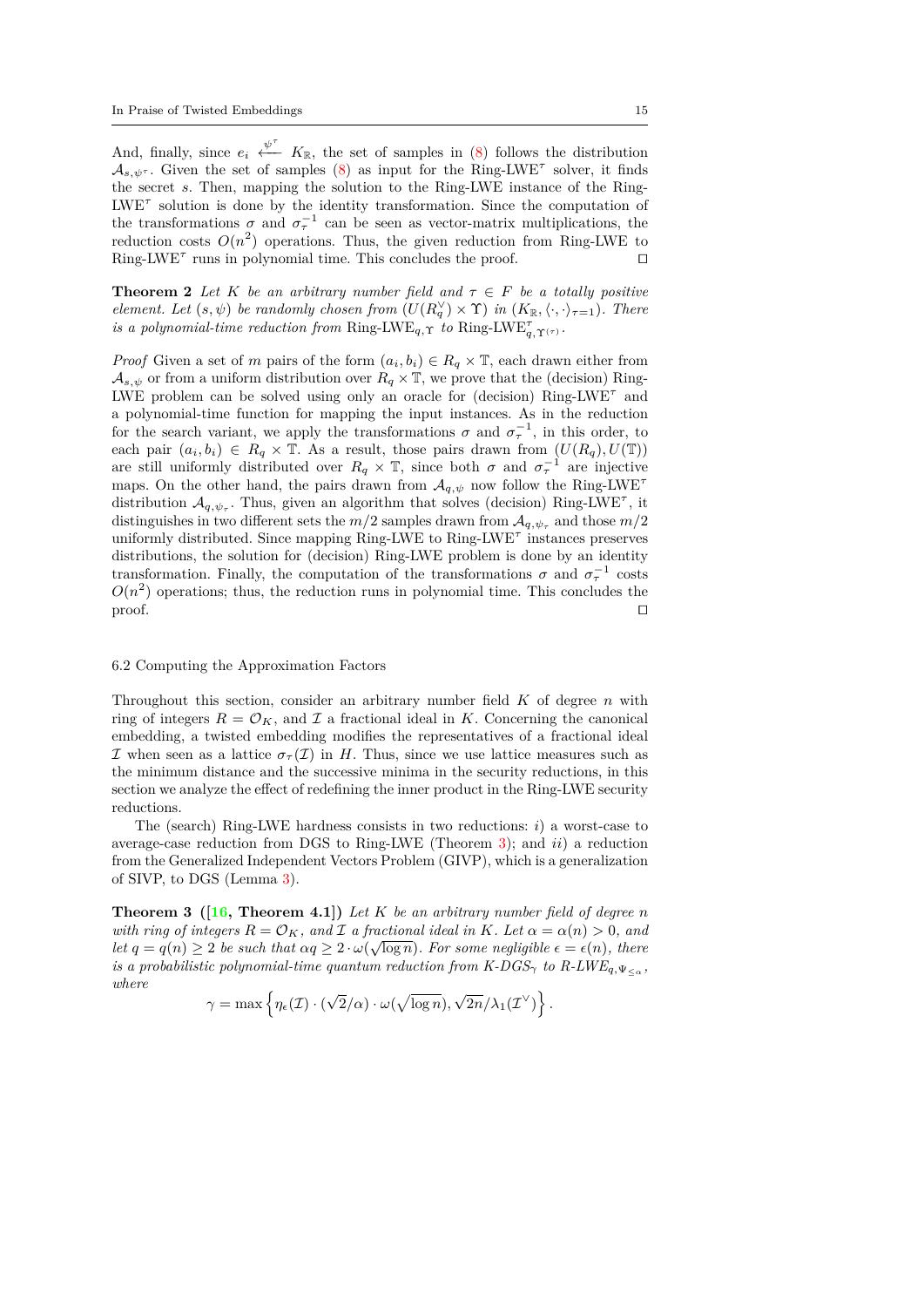And, finally, since $e_i \xleftarrow{\psi^\tau} K_{\mathbb{R}}$, the set of samples in (8) follows the distribution $\mathcal{A}_{s,\psi^\tau}$. Given the set of samples (8) as input for the Ring-LWE$^\tau$ solver, it finds the secret $s$. Then, mapping the solution to the Ring-LWE instance of the Ring-LWE$^\tau$ solution is done by the identity transformation. Since the computation of the transformations $\sigma$ and $\sigma_\tau^{-1}$ can be seen as vector-matrix multiplications, the reduction costs $O(n^2)$ operations. Thus, the given reduction from Ring-LWE to Ring-LWE$^\tau$ runs in polynomial time. This concludes the proof. □

**Theorem 2** *Let $K$ be an arbitrary number field and $\tau \in F$ be a totally positive element. Let $(s, \psi)$ be randomly chosen from $(U(R_q^\vee) \times \Upsilon)$ in $(K_{\mathbb{R}}, \langle\cdot,\cdot\rangle_{\tau=1})$. There is a polynomial-time reduction from* Ring-LWE$_{q,\Upsilon}$ *to* Ring-LWE$^\tau_{q,\Upsilon^{(\tau)}}$.

*Proof* Given a set of $m$ pairs of the form $(a_i, b_i) \in R_q \times \mathbb{T}$, each drawn either from $\mathcal{A}_{s,\psi}$ or from a uniform distribution over $R_q \times \mathbb{T}$, we prove that the (decision) Ring-LWE problem can be solved using only an oracle for (decision) Ring-LWE$^\tau$ and a polynomial-time function for mapping the input instances. As in the reduction for the search variant, we apply the transformations $\sigma$ and $\sigma_\tau^{-1}$, in this order, to each pair $(a_i, b_i) \in R_q \times \mathbb{T}$. As a result, those pairs drawn from $(U(R_q), U(\mathbb{T}))$ are still uniformly distributed over $R_q \times \mathbb{T}$, since both $\sigma$ and $\sigma_\tau^{-1}$ are injective maps. On the other hand, the pairs drawn from $\mathcal{A}_{q,\psi}$ now follow the Ring-LWE$^\tau$ distribution $\mathcal{A}_{q,\psi_\tau}$. Thus, given an algorithm that solves (decision) Ring-LWE$^\tau$, it distinguishes in two different sets the $m/2$ samples drawn from $\mathcal{A}_{q,\psi_\tau}$ and those $m/2$ uniformly distributed. Since mapping Ring-LWE to Ring-LWE$^\tau$ instances preserves distributions, the solution for (decision) Ring-LWE problem is done by an identity transformation. Finally, the computation of the transformations $\sigma$ and $\sigma_\tau^{-1}$ costs $O(n^2)$ operations; thus, the reduction runs in polynomial time. This concludes the proof. □

### 6.2 Computing the Approximation Factors

Throughout this section, consider an arbitrary number field $K$ of degree $n$ with ring of integers $R = \mathcal{O}_K$, and $\mathcal{I}$ a fractional ideal in $K$. Concerning the canonical embedding, a twisted embedding modifies the representatives of a fractional ideal $\mathcal{I}$ when seen as a lattice $\sigma_\tau(\mathcal{I})$ in $H$. Thus, since we use lattice measures such as the minimum distance and the successive minima in the security reductions, in this section we analyze the effect of redefining the inner product in the Ring-LWE security reductions.

The (search) Ring-LWE hardness consists in two reductions: *i)* a worst-case to average-case reduction from DGS to Ring-LWE (Theorem 3); and *ii)* a reduction from the Generalized Independent Vectors Problem (GIVP), which is a generalization of SIVP, to DGS (Lemma 3).

**Theorem 3 ([16, Theorem 4.1])** *Let $K$ be an arbitrary number field of degree $n$ with ring of integers $R = \mathcal{O}_K$, and $\mathcal{I}$ a fractional ideal in $K$. Let $\alpha = \alpha(n) > 0$, and let $q = q(n) \geq 2$ be such that $\alpha q \geq 2 \cdot \omega(\sqrt{\log n})$. For some negligible $\epsilon = \epsilon(n)$, there is a probabilistic polynomial-time quantum reduction from $K$-$DGS_\gamma$ to $R$-$LWE_{q,\Psi_{\leq\alpha}}$, where*

$$\gamma = \max\left\{\eta_\epsilon(\mathcal{I}) \cdot (\sqrt{2}/\alpha) \cdot \omega(\sqrt{\log n}), \sqrt{2n}/\lambda_1(\mathcal{I}^\vee)\right\}.$$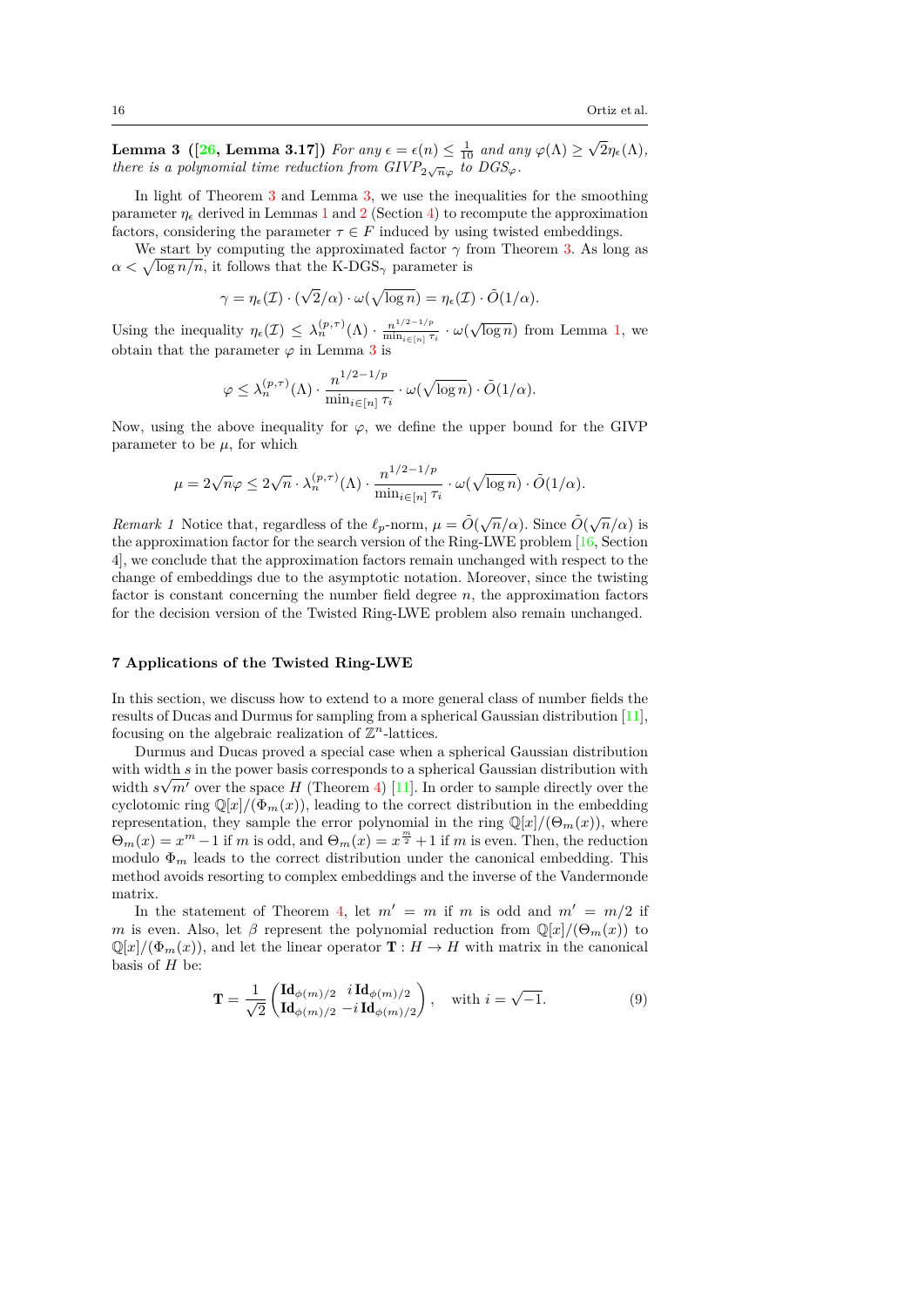**Lemma 3** (**[26, Lemma 3.17]**) *For any $\epsilon = \epsilon(n) \leq \frac{1}{10}$ and any $\varphi(\Lambda) \geq \sqrt{2}\eta_\epsilon(\Lambda)$, there is a polynomial time reduction from $GIVP_{2\sqrt{n}\varphi}$ to $DGS_\varphi$.*

In light of Theorem 3 and Lemma 3, we use the inequalities for the smoothing parameter $\eta_\epsilon$ derived in Lemmas 1 and 2 (Section 4) to recompute the approximation factors, considering the parameter $\tau \in F$ induced by using twisted embeddings.

We start by computing the approximated factor $\gamma$ from Theorem 3. As long as $\alpha < \sqrt{\log n/n}$, it follows that the K-DGS$_\gamma$ parameter is

$$\gamma = \eta_\epsilon(\mathcal{I}) \cdot (\sqrt{2}/\alpha) \cdot \omega(\sqrt{\log n}) = \eta_\epsilon(\mathcal{I}) \cdot \tilde{O}(1/\alpha).$$

Using the inequality $\eta_\epsilon(\mathcal{I}) \leq \lambda_n^{(p,\tau)}(\Lambda) \cdot \frac{n^{1/2-1/p}}{\min_{i\in[n]} \tau_i} \cdot \omega(\sqrt{\log n})$ from Lemma 1, we obtain that the parameter $\varphi$ in Lemma 3 is

$$\varphi \leq \lambda_n^{(p,\tau)}(\Lambda) \cdot \frac{n^{1/2-1/p}}{\min_{i\in[n]} \tau_i} \cdot \omega(\sqrt{\log n}) \cdot \tilde{O}(1/\alpha).$$

Now, using the above inequality for $\varphi$, we define the upper bound for the GIVP parameter to be $\mu$, for which

$$\mu = 2\sqrt{n}\varphi \leq 2\sqrt{n} \cdot \lambda_n^{(p,\tau)}(\Lambda) \cdot \frac{n^{1/2-1/p}}{\min_{i\in[n]} \tau_i} \cdot \omega(\sqrt{\log n}) \cdot \tilde{O}(1/\alpha).$$

*Remark 1* Notice that, regardless of the $\ell_p$-norm, $\mu = \tilde{O}(\sqrt{n}/\alpha)$. Since $\tilde{O}(\sqrt{n}/\alpha)$ is the approximation factor for the search version of the Ring-LWE problem [16, Section 4], we conclude that the approximation factors remain unchanged with respect to the change of embeddings due to the asymptotic notation. Moreover, since the twisting factor is constant concerning the number field degree $n$, the approximation factors for the decision version of the Twisted Ring-LWE problem also remain unchanged.

## 7 Applications of the Twisted Ring-LWE

In this section, we discuss how to extend to a more general class of number fields the results of Ducas and Durmus for sampling from a spherical Gaussian distribution [11], focusing on the algebraic realization of $\mathbb{Z}^n$-lattices.

Durmus and Ducas proved a special case when a spherical Gaussian distribution with width $s$ in the power basis corresponds to a spherical Gaussian distribution with width $s\sqrt{m'}$ over the space $H$ (Theorem 4) [11]. In order to sample directly over the cyclotomic ring $\mathbb{Q}[x]/(\Phi_m(x))$, leading to the correct distribution in the embedding representation, they sample the error polynomial in the ring $\mathbb{Q}[x]/(\Theta_m(x))$, where $\Theta_m(x) = x^m - 1$ if $m$ is odd, and $\Theta_m(x) = x^{\frac{m}{2}} + 1$ if $m$ is even. Then, the reduction modulo $\Phi_m$ leads to the correct distribution under the canonical embedding. This method avoids resorting to complex embeddings and the inverse of the Vandermonde matrix.

In the statement of Theorem 4, let $m' = m$ if $m$ is odd and $m' = m/2$ if $m$ is even. Also, let $\beta$ represent the polynomial reduction from $\mathbb{Q}[x]/(\Theta_m(x))$ to $\mathbb{Q}[x]/(\Phi_m(x))$, and let the linear operator $\mathbf{T} : H \to H$ with matrix in the canonical basis of $H$ be:

$$\mathbf{T} = \frac{1}{\sqrt{2}} \begin{pmatrix} \mathbf{Id}_{\phi(m)/2} & i\,\mathbf{Id}_{\phi(m)/2} \\ \mathbf{Id}_{\phi(m)/2} & -i\,\mathbf{Id}_{\phi(m)/2} \end{pmatrix}, \quad \text{with } i = \sqrt{-1}. \tag{9}$$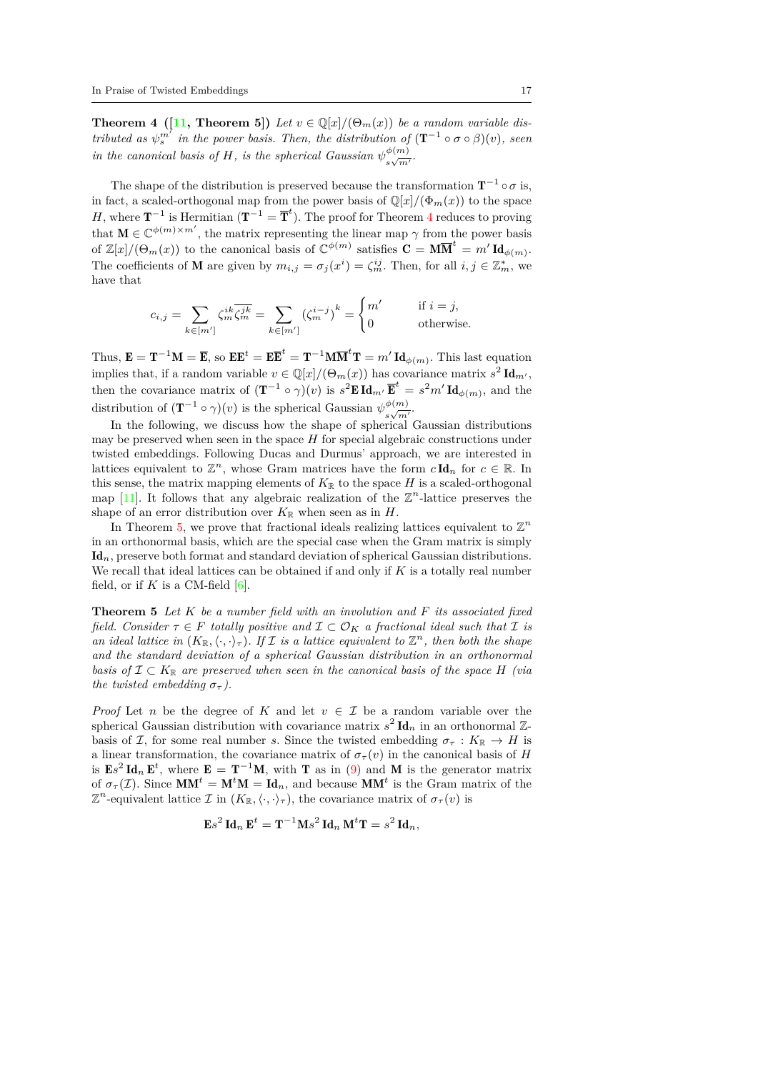**Theorem 4 ([11, Theorem 5])** *Let $v \in \mathbb{Q}[x]/(\Theta_m(x))$ be a random variable distributed as $\psi_s^{m'}$ in the power basis. Then, the distribution of $(\mathbf{T}^{-1} \circ \sigma \circ \beta)(v)$, seen in the canonical basis of $H$, is the spherical Gaussian $\psi_{s\sqrt{m'}}^{\phi(m)}$.*

The shape of the distribution is preserved because the transformation $\mathbf{T}^{-1} \circ \sigma$ is, in fact, a scaled-orthogonal map from the power basis of $\mathbb{Q}[x]/(\Phi_m(x))$ to the space $H$, where $\mathbf{T}^{-1}$ is Hermitian ($\mathbf{T}^{-1} = \overline{\mathbf{T}}^t$). The proof for Theorem 4 reduces to proving that $\mathbf{M} \in \mathbb{C}^{\phi(m) \times m'}$, the matrix representing the linear map $\gamma$ from the power basis of $\mathbb{Z}[x]/(\Theta_m(x))$ to the canonical basis of $\mathbb{C}^{\phi(m)}$ satisfies $\mathbf{C} = \mathbf{M}\overline{\mathbf{M}}^t = m' \, \mathbf{Id}_{\phi(m)}$. The coefficients of $\mathbf{M}$ are given by $m_{i,j} = \sigma_j(x^i) = \zeta_m^{ij}$. Then, for all $i, j \in \mathbb{Z}_m^*$, we have that

$$c_{i,j} = \sum_{k \in [m']} \zeta_m^{ik} \overline{\zeta_m^{jk}} = \sum_{k \in [m']} \left(\zeta_m^{i-j}\right)^k = \begin{cases} m' & \text{if } i = j, \\ 0 & \text{otherwise.} \end{cases}$$

Thus, $\mathbf{E} = \mathbf{T}^{-1}\mathbf{M} = \overline{\mathbf{E}}$, so $\mathbf{E}\mathbf{E}^t = \mathbf{E}\overline{\mathbf{E}}^t = \mathbf{T}^{-1}\mathbf{M}\overline{\mathbf{M}}^t\mathbf{T} = m' \, \mathbf{Id}_{\phi(m)}$. This last equation implies that, if a random variable $v \in \mathbb{Q}[x]/(\Theta_m(x))$ has covariance matrix $s^2 \, \mathbf{Id}_{m'}$, then the covariance matrix of $(\mathbf{T}^{-1} \circ \gamma)(v)$ is $s^2 \mathbf{E} \, \mathbf{Id}_{m'} \, \overline{\mathbf{E}}^t = s^2 m' \, \mathbf{Id}_{\phi(m)}$, and the distribution of $(\mathbf{T}^{-1} \circ \gamma)(v)$ is the spherical Gaussian $\psi_{s\sqrt{m'}}^{\phi(m)}$.

In the following, we discuss how the shape of spherical Gaussian distributions may be preserved when seen in the space $H$ for special algebraic constructions under twisted embeddings. Following Ducas and Durmus' approach, we are interested in lattices equivalent to $\mathbb{Z}^n$, whose Gram matrices have the form $c \, \mathbf{Id}_n$ for $c \in \mathbb{R}$. In this sense, the matrix mapping elements of $K_\mathbb{R}$ to the space $H$ is a scaled-orthogonal map [11]. It follows that any algebraic realization of the $\mathbb{Z}^n$-lattice preserves the shape of an error distribution over $K_\mathbb{R}$ when seen as in $H$.

In Theorem 5, we prove that fractional ideals realizing lattices equivalent to $\mathbb{Z}^n$ in an orthonormal basis, which are the special case when the Gram matrix is simply $\mathbf{Id}_n$, preserve both format and standard deviation of spherical Gaussian distributions. We recall that ideal lattices can be obtained if and only if $K$ is a totally real number field, or if $K$ is a CM-field [6].

**Theorem 5** *Let $K$ be a number field with an involution and $F$ its associated fixed field. Consider $\tau \in F$ totally positive and $\mathcal{I} \subset \mathcal{O}_K$ a fractional ideal such that $\mathcal{I}$ is an ideal lattice in $(K_\mathbb{R}, \langle \cdot, \cdot \rangle_\tau)$. If $\mathcal{I}$ is a lattice equivalent to $\mathbb{Z}^n$, then both the shape and the standard deviation of a spherical Gaussian distribution in an orthonormal basis of $\mathcal{I} \subset K_\mathbb{R}$ are preserved when seen in the canonical basis of the space $H$ (via the twisted embedding $\sigma_\tau$).*

*Proof* Let $n$ be the degree of $K$ and let $v \in \mathcal{I}$ be a random variable over the spherical Gaussian distribution with covariance matrix $s^2 \, \mathbf{Id}_n$ in an orthonormal $\mathbb{Z}$-basis of $\mathcal{I}$, for some real number $s$. Since the twisted embedding $\sigma_\tau : K_\mathbb{R} \to H$ is a linear transformation, the covariance matrix of $\sigma_\tau(v)$ in the canonical basis of $H$ is $\mathbf{E}s^2 \, \mathbf{Id}_n \, \mathbf{E}^t$, where $\mathbf{E} = \mathbf{T}^{-1}\mathbf{M}$, with $\mathbf{T}$ as in (9) and $\mathbf{M}$ is the generator matrix of $\sigma_\tau(\mathcal{I})$. Since $\mathbf{M}\mathbf{M}^t = \mathbf{M}^t\mathbf{M} = \mathbf{Id}_n$, and because $\mathbf{M}\mathbf{M}^t$ is the Gram matrix of the $\mathbb{Z}^n$-equivalent lattice $\mathcal{I}$ in $(K_\mathbb{R}, \langle \cdot, \cdot \rangle_\tau)$, the covariance matrix of $\sigma_\tau(v)$ is

$$\mathbf{E}s^2 \, \mathbf{Id}_n \, \mathbf{E}^t = \mathbf{T}^{-1}\mathbf{M}s^2 \, \mathbf{Id}_n \, \mathbf{M}^t\mathbf{T} = s^2 \, \mathbf{Id}_n,$$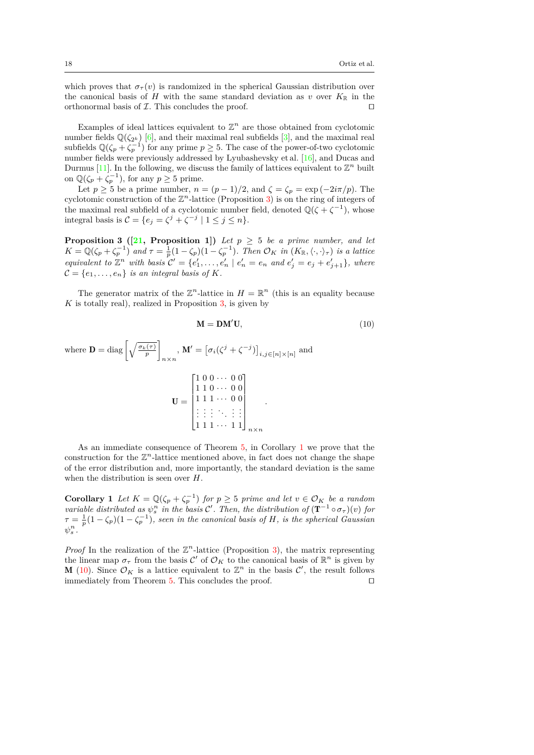which proves that $\sigma_\tau(v)$ is randomized in the spherical Gaussian distribution over the canonical basis of $H$ with the same standard deviation as $v$ over $K_\mathbb{R}$ in the orthonormal basis of $\mathcal{I}$. This concludes the proof. $\square$

Examples of ideal lattices equivalent to $\mathbb{Z}^n$ are those obtained from cyclotomic number fields $\mathbb{Q}(\zeta_{2^k})$ [6], and their maximal real subfields [3], and the maximal real subfields $\mathbb{Q}(\zeta_p + \zeta_p^{-1})$ for any prime $p \geq 5$. The case of the power-of-two cyclotomic number fields were previously addressed by Lyubashevsky et al. [16], and Ducas and Durmus [11]. In the following, we discuss the family of lattices equivalent to $\mathbb{Z}^n$ built on $\mathbb{Q}(\zeta_p + \zeta_p^{-1})$, for any $p \geq 5$ prime.

Let $p \geq 5$ be a prime number, $n = (p-1)/2$, and $\zeta = \zeta_p = \exp(-2i\pi/p)$. The cyclotomic construction of the $\mathbb{Z}^n$-lattice (Proposition 3) is on the ring of integers of the maximal real subfield of a cyclotomic number field, denoted $\mathbb{Q}(\zeta + \zeta^{-1})$, whose integral basis is $\mathcal{C} = \{e_j = \zeta^j + \zeta^{-j} \mid 1 \leq j \leq n\}$.

**Proposition 3 ([21, Proposition 1])** *Let $p \geq 5$ be a prime number, and let $K = \mathbb{Q}(\zeta_p + \zeta_p^{-1})$ and $\tau = \frac{1}{p}(1-\zeta_p)(1-\zeta_p^{-1})$. Then $\mathcal{O}_K$ in $(K_\mathbb{R}, \langle \cdot, \cdot \rangle_\tau)$ is a lattice equivalent to $\mathbb{Z}^n$ with basis $\mathcal{C}' = \{e_1', \ldots, e_n' \mid e_n' = e_n$ and $e_j' = e_j + e_{j+1}'\}$, where $\mathcal{C} = \{e_1, \ldots, e_n\}$ is an integral basis of $K$.*

The generator matrix of the $\mathbb{Z}^n$-lattice in $H = \mathbb{R}^n$ (this is an equality because $K$ is totally real), realized in Proposition 3, is given by

$$\mathbf{M} = \mathbf{D}\mathbf{M}'\mathbf{U}, \tag{10}$$

where $\mathbf{D} = \operatorname{diag}\left[\sqrt{\frac{\sigma_k(\tau)}{p}}\right]_{n \times n}$, $\mathbf{M}' = \left[\sigma_i(\zeta^j + \zeta^{-j})\right]_{i,j \in [n] \times [n]}$ and

$$\mathbf{U} = \begin{bmatrix} 1 & 0 & 0 & \cdots & 0 & 0 \\ 1 & 1 & 0 & \cdots & 0 & 0 \\ 1 & 1 & 1 & \cdots & 0 & 0 \\ \vdots & \vdots & \vdots & \ddots & \vdots & \vdots \\ 1 & 1 & 1 & \cdots & 1 & 1 \end{bmatrix}_{n \times n}.$$

As an immediate consequence of Theorem 5, in Corollary 1 we prove that the construction for the $\mathbb{Z}^n$-lattice mentioned above, in fact does not change the shape of the error distribution and, more importantly, the standard deviation is the same when the distribution is seen over $H$.

**Corollary 1** *Let $K = \mathbb{Q}(\zeta_p + \zeta_p^{-1})$ for $p \geq 5$ prime and let $v \in \mathcal{O}_K$ be a random variable distributed as $\psi_s^n$ in the basis $\mathcal{C}'$. Then, the distribution of $(\mathbf{T}^{-1} \circ \sigma_\tau)(v)$ for $\tau = \frac{1}{p}(1-\zeta_p)(1-\zeta_p^{-1})$, seen in the canonical basis of $H$, is the spherical Gaussian $\psi_s^n$.*

*Proof* In the realization of the $\mathbb{Z}^n$-lattice (Proposition 3), the matrix representing the linear map $\sigma_\tau$ from the basis $\mathcal{C}'$ of $\mathcal{O}_K$ to the canonical basis of $\mathbb{R}^n$ is given by $\mathbf{M}$ (10). Since $\mathcal{O}_K$ is a lattice equivalent to $\mathbb{Z}^n$ in the basis $\mathcal{C}'$, the result follows immediately from Theorem 5. This concludes the proof. $\square$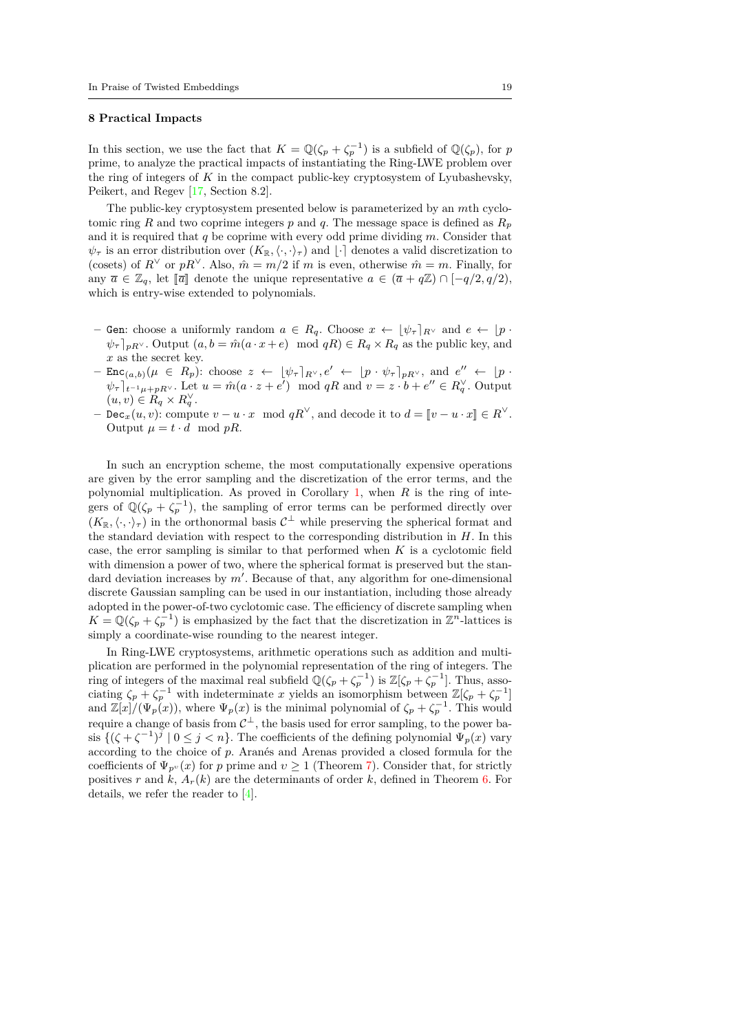## 8 Practical Impacts

In this section, we use the fact that $K = \mathbb{Q}(\zeta_p + \zeta_p^{-1})$ is a subfield of $\mathbb{Q}(\zeta_p)$, for $p$ prime, to analyze the practical impacts of instantiating the Ring-LWE problem over the ring of integers of $K$ in the compact public-key cryptosystem of Lyubashevsky, Peikert, and Regev [17, Section 8.2].

The public-key cryptosystem presented below is parameterized by an $m$th cyclotomic ring $R$ and two coprime integers $p$ and $q$. The message space is defined as $R_p$ and it is required that $q$ be coprime with every odd prime dividing $m$. Consider that $\psi_\tau$ is an error distribution over $(K_\mathbb{R}, \langle\cdot,\cdot\rangle_\tau)$ and $\lfloor\cdot\rceil$ denotes a valid discretization to (cosets) of $R^\vee$ or $pR^\vee$. Also, $\hat{m} = m/2$ if $m$ is even, otherwise $\hat{m} = m$. Finally, for any $\overline{a} \in \mathbb{Z}_q$, let $[\![\overline{a}]\!]$ denote the unique representative $a \in (\overline{a} + q\mathbb{Z}) \cap [-q/2, q/2)$, which is entry-wise extended to polynomials.

- $\texttt{Gen}$: choose a uniformly random $a \in R_q$. Choose $x \leftarrow \lfloor\psi_\tau\rceil_{R^\vee}$ and $e \leftarrow \lfloor p \cdot \psi_\tau\rceil_{pR^\vee}$. Output $(a, b = \hat{m}(a \cdot x + e) \mod qR) \in R_q \times R_q$ as the public key, and $x$ as the secret key.
- $\texttt{Enc}_{(a,b)}(\mu \in R_p)$: choose $z \leftarrow \lfloor\psi_\tau\rceil_{R^\vee}, e' \leftarrow \lfloor p \cdot \psi_\tau\rceil_{pR^\vee}$, and $e'' \leftarrow \lfloor p \cdot \psi_\tau\rceil_{t^{-1}\mu + pR^\vee}$. Let $u = \hat{m}(a \cdot z + e') \mod qR$ and $v = z \cdot b + e'' \in R_q^\vee$. Output $(u, v) \in R_q \times R_q^\vee$.
- $\texttt{Dec}_x(u, v)$: compute $v - u \cdot x \mod qR^\vee$, and decode it to $d = [\![v - u \cdot x]\!] \in R^\vee$. Output $\mu = t \cdot d \mod pR$.

In such an encryption scheme, the most computationally expensive operations are given by the error sampling and the discretization of the error terms, and the polynomial multiplication. As proved in Corollary 1, when $R$ is the ring of integers of $\mathbb{Q}(\zeta_p + \zeta_p^{-1})$, the sampling of error terms can be performed directly over $(K_\mathbb{R}, \langle\cdot,\cdot\rangle_\tau)$ in the orthonormal basis $\mathcal{C}^\perp$ while preserving the spherical format and the standard deviation with respect to the corresponding distribution in $H$. In this case, the error sampling is similar to that performed when $K$ is a cyclotomic field with dimension a power of two, where the spherical format is preserved but the standard deviation increases by $m'$. Because of that, any algorithm for one-dimensional discrete Gaussian sampling can be used in our instantiation, including those already adopted in the power-of-two cyclotomic case. The efficiency of discrete sampling when $K = \mathbb{Q}(\zeta_p + \zeta_p^{-1})$ is emphasized by the fact that the discretization in $\mathbb{Z}^n$-lattices is simply a coordinate-wise rounding to the nearest integer.

In Ring-LWE cryptosystems, arithmetic operations such as addition and multiplication are performed in the polynomial representation of the ring of integers. The ring of integers of the maximal real subfield $\mathbb{Q}(\zeta_p + \zeta_p^{-1})$ is $\mathbb{Z}[\zeta_p + \zeta_p^{-1}]$. Thus, associating $\zeta_p + \zeta_p^{-1}$ with indeterminate $x$ yields an isomorphism between $\mathbb{Z}[\zeta_p + \zeta_p^{-1}]$ and $\mathbb{Z}[x]/(\Psi_p(x))$, where $\Psi_p(x)$ is the minimal polynomial of $\zeta_p + \zeta_p^{-1}$. This would require a change of basis from $\mathcal{C}^\perp$, the basis used for error sampling, to the power basis $\{(\zeta + \zeta^{-1})^j \mid 0 \le j < n\}$. The coefficients of the defining polynomial $\Psi_p(x)$ vary according to the choice of $p$. Aranés and Arenas provided a closed formula for the coefficients of $\Psi_{p^v}(x)$ for $p$ prime and $v \ge 1$ (Theorem 7). Consider that, for strictly positives $r$ and $k$, $A_r(k)$ are the determinants of order $k$, defined in Theorem 6. For details, we refer the reader to [4].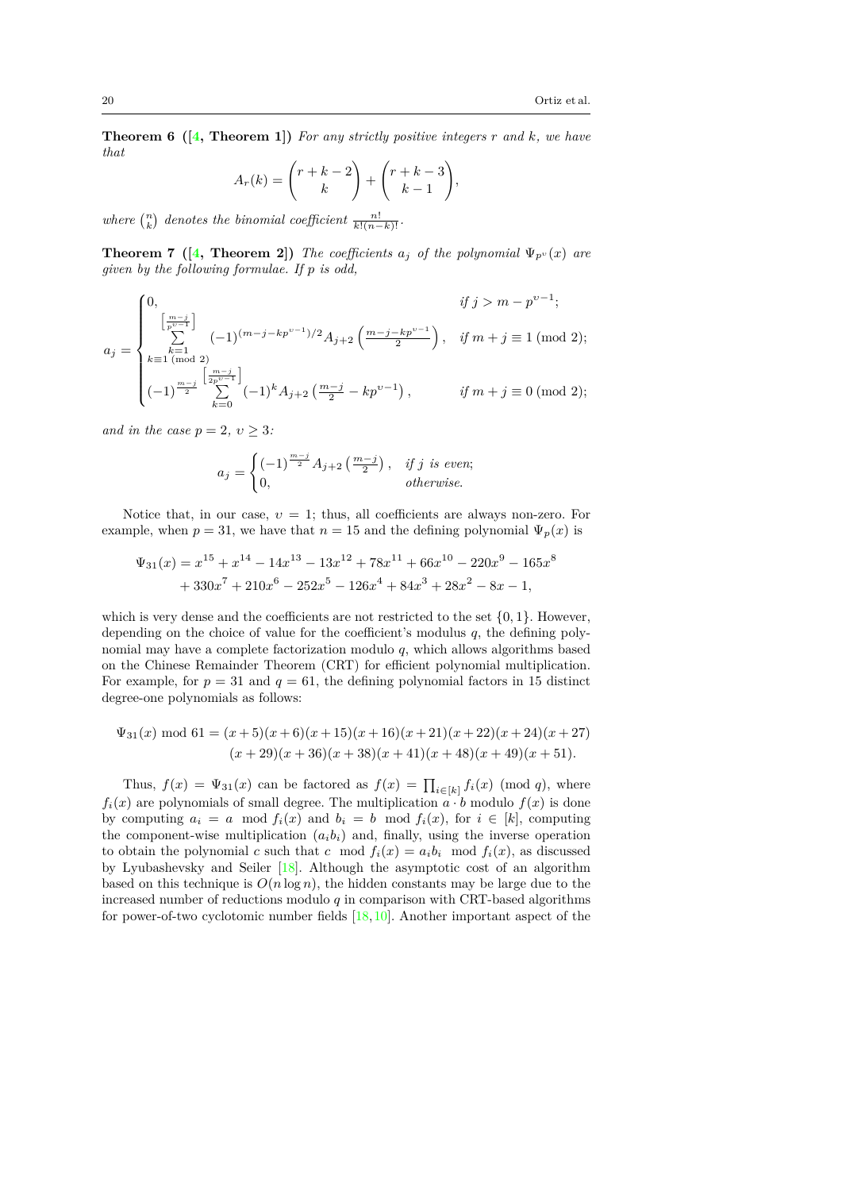**Theorem 6 ([4, Theorem 1])** *For any strictly positive integers $r$ and $k$, we have that*

$$A_r(k) = \binom{r+k-2}{k} + \binom{r+k-3}{k-1},$$

*where $\binom{n}{k}$ denotes the binomial coefficient $\frac{n!}{k!(n-k)!}$.*

**Theorem 7 ([4, Theorem 2])** *The coefficients $a_j$ of the polynomial $\Psi_{p^\upsilon}(x)$ are given by the following formulae. If $p$ is odd,*

$$a_j = \begin{cases} 0, & \text{if } j > m - p^{\upsilon-1}; \\ \displaystyle\sum_{\substack{k=1 \\ k \equiv 1 \pmod 2}}^{\left[\frac{m-j}{p^{\upsilon-1}}\right]} (-1)^{(m-j-kp^{\upsilon-1})/2} A_{j+2}\left(\frac{m-j-kp^{\upsilon-1}}{2}\right), & \text{if } m+j \equiv 1 \pmod 2; \\ (-1)^{\frac{m-j}{2}} \displaystyle\sum_{k=0}^{\left[\frac{m-j}{2p^{\upsilon-1}}\right]} (-1)^k A_{j+2}\left(\frac{m-j}{2} - kp^{\upsilon-1}\right), & \text{if } m+j \equiv 0 \pmod 2; \end{cases}$$

*and in the case $p = 2$, $\upsilon \geq 3$:*

$$a_j = \begin{cases} (-1)^{\frac{m-j}{2}} A_{j+2}\left(\frac{m-j}{2}\right), & \text{if } j \text{ is even}; \\ 0, & \text{otherwise}. \end{cases}$$

Notice that, in our case, $\upsilon = 1$; thus, all coefficients are always non-zero. For example, when $p = 31$, we have that $n = 15$ and the defining polynomial $\Psi_p(x)$ is

$$\begin{aligned} \Psi_{31}(x) &= x^{15} + x^{14} - 14x^{13} - 13x^{12} + 78x^{11} + 66x^{10} - 220x^9 - 165x^8 \\ &+ 330x^7 + 210x^6 - 252x^5 - 126x^4 + 84x^3 + 28x^2 - 8x - 1, \end{aligned}$$

which is very dense and the coefficients are not restricted to the set $\{0, 1\}$. However, depending on the choice of value for the coefficient's modulus $q$, the defining polynomial may have a complete factorization modulo $q$, which allows algorithms based on the Chinese Remainder Theorem (CRT) for efficient polynomial multiplication. For example, for $p = 31$ and $q = 61$, the defining polynomial factors in 15 distinct degree-one polynomials as follows:

$$\begin{aligned} \Psi_{31}(x) \bmod 61 &= (x+5)(x+6)(x+15)(x+16)(x+21)(x+22)(x+24)(x+27) \\ &(x+29)(x+36)(x+38)(x+41)(x+48)(x+49)(x+51). \end{aligned}$$

Thus, $f(x) = \Psi_{31}(x)$ can be factored as $f(x) = \prod_{i \in [k]} f_i(x) \pmod q$, where $f_i(x)$ are polynomials of small degree. The multiplication $a \cdot b$ modulo $f(x)$ is done by computing $a_i = a \mod f_i(x)$ and $b_i = b \mod f_i(x)$, for $i \in [k]$, computing the component-wise multiplication $(a_i b_i)$ and, finally, using the inverse operation to obtain the polynomial $c$ such that $c \mod f_i(x) = a_i b_i \mod f_i(x)$, as discussed by Lyubashevsky and Seiler [18]. Although the asymptotic cost of an algorithm based on this technique is $O(n \log n)$, the hidden constants may be large due to the increased number of reductions modulo $q$ in comparison with CRT-based algorithms for power-of-two cyclotomic number fields [18, 10]. Another important aspect of the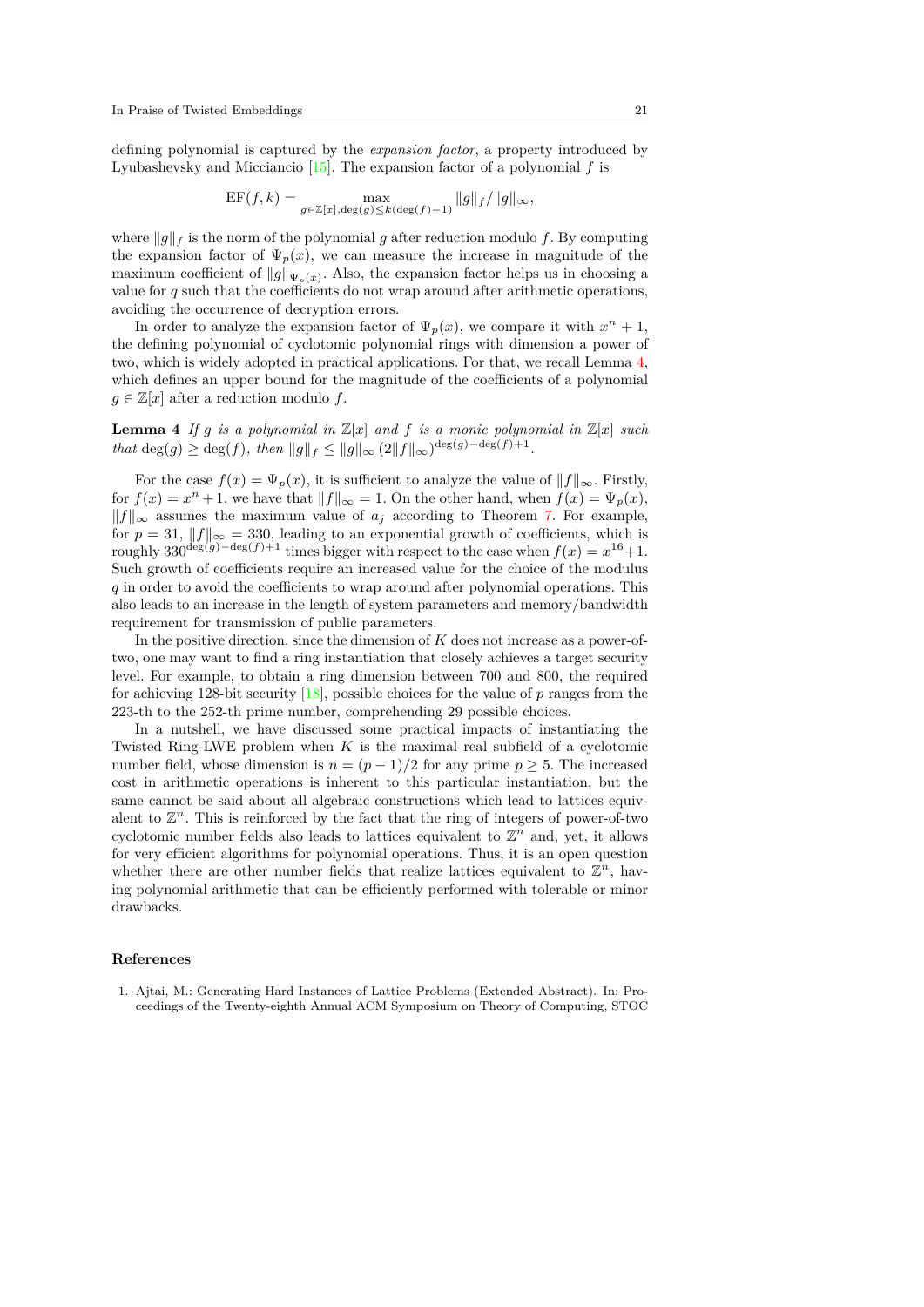defining polynomial is captured by the *expansion factor*, a property introduced by Lyubashevsky and Micciancio [15]. The expansion factor of a polynomial $f$ is

$$\mathrm{EF}(f,k) = \max_{g \in \mathbb{Z}[x], \deg(g) \leq k(\deg(f)-1)} \|g\|_f / \|g\|_\infty,$$

where $\|g\|_f$ is the norm of the polynomial $g$ after reduction modulo $f$. By computing the expansion factor of $\Psi_p(x)$, we can measure the increase in magnitude of the maximum coefficient of $\|g\|_{\Psi_p(x)}$. Also, the expansion factor helps us in choosing a value for $q$ such that the coefficients do not wrap around after arithmetic operations, avoiding the occurrence of decryption errors.

In order to analyze the expansion factor of $\Psi_p(x)$, we compare it with $x^n + 1$, the defining polynomial of cyclotomic polynomial rings with dimension a power of two, which is widely adopted in practical applications. For that, we recall Lemma 4, which defines an upper bound for the magnitude of the coefficients of a polynomial $g \in \mathbb{Z}[x]$ after a reduction modulo $f$.

**Lemma 4** *If $g$ is a polynomial in $\mathbb{Z}[x]$ and $f$ is a monic polynomial in $\mathbb{Z}[x]$ such that $\deg(g) \geq \deg(f)$, then $\|g\|_f \leq \|g\|_\infty \left(2\|f\|_\infty\right)^{\deg(g)-\deg(f)+1}$.*

For the case $f(x) = \Psi_p(x)$, it is sufficient to analyze the value of $\|f\|_\infty$. Firstly, for $f(x) = x^n + 1$, we have that $\|f\|_\infty = 1$. On the other hand, when $f(x) = \Psi_p(x)$, $\|f\|_\infty$ assumes the maximum value of $a_j$ according to Theorem 7. For example, for $p = 31$, $\|f\|_\infty = 330$, leading to an exponential growth of coefficients, which is roughly $330^{\deg(g)-\deg(f)+1}$ times bigger with respect to the case when $f(x) = x^{16}+1$. Such growth of coefficients require an increased value for the choice of the modulus $q$ in order to avoid the coefficients to wrap around after polynomial operations. This also leads to an increase in the length of system parameters and memory/bandwidth requirement for transmission of public parameters.

In the positive direction, since the dimension of $K$ does not increase as a power-of-two, one may want to find a ring instantiation that closely achieves a target security level. For example, to obtain a ring dimension between 700 and 800, the required for achieving 128-bit security [18], possible choices for the value of $p$ ranges from the 223-th to the 252-th prime number, comprehending 29 possible choices.

In a nutshell, we have discussed some practical impacts of instantiating the Twisted Ring-LWE problem when $K$ is the maximal real subfield of a cyclotomic number field, whose dimension is $n = (p-1)/2$ for any prime $p \geq 5$. The increased cost in arithmetic operations is inherent to this particular instantiation, but the same cannot be said about all algebraic constructions which lead to lattices equivalent to $\mathbb{Z}^n$. This is reinforced by the fact that the ring of integers of power-of-two cyclotomic number fields also leads to lattices equivalent to $\mathbb{Z}^n$ and, yet, it allows for very efficient algorithms for polynomial operations. Thus, it is an open question whether there are other number fields that realize lattices equivalent to $\mathbb{Z}^n$, having polynomial arithmetic that can be efficiently performed with tolerable or minor drawbacks.

## References

1. Ajtai, M.: Generating Hard Instances of Lattice Problems (Extended Abstract). In: Proceedings of the Twenty-eighth Annual ACM Symposium on Theory of Computing, STOC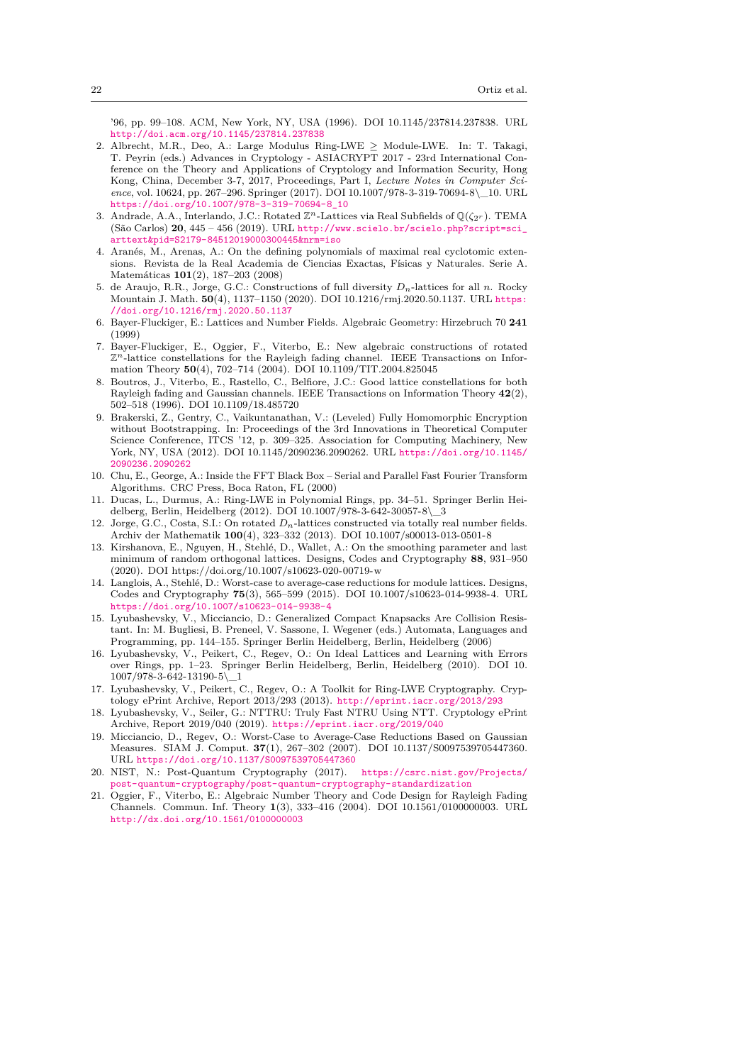'96, pp. 99–108. ACM, New York, NY, USA (1996). DOI 10.1145/237814.237838. URL http://doi.acm.org/10.1145/237814.237838

2. Albrecht, M.R., Deo, A.: Large Modulus Ring-LWE $\geq$ Module-LWE. In: T. Takagi, T. Peyrin (eds.) Advances in Cryptology - ASIACRYPT 2017 - 23rd International Conference on the Theory and Applications of Cryptology and Information Security, Hong Kong, China, December 3-7, 2017, Proceedings, Part I, *Lecture Notes in Computer Science*, vol. 10624, pp. 267–296. Springer (2017). DOI 10.1007/978-3-319-70694-8\_10. URL https://doi.org/10.1007/978-3-319-70694-8_10
3. Andrade, A.A., Interlando, J.C.: Rotated $\mathbb{Z}^n$-Lattices via Real Subfields of $\mathbb{Q}(\zeta_{2^r})$. TEMA (São Carlos) **20**, 445 – 456 (2019). URL http://www.scielo.br/scielo.php?script=sci_arttext&pid=S2179-84512019000300445&nrm=iso
4. Aranés, M., Arenas, A.: On the defining polynomials of maximal real cyclotomic extensions. Revista de la Real Academia de Ciencias Exactas, Físicas y Naturales. Serie A. Matemáticas **101**(2), 187–203 (2008)
5. de Araujo, R.R., Jorge, G.C.: Constructions of full diversity $D_n$-lattices for all $n$. Rocky Mountain J. Math. **50**(4), 1137–1150 (2020). DOI 10.1216/rmj.2020.50.1137. URL https://doi.org/10.1216/rmj.2020.50.1137
6. Bayer-Fluckiger, E.: Lattices and Number Fields. Algebraic Geometry: Hirzebruch 70 **241** (1999)
7. Bayer-Fluckiger, E., Oggier, F., Viterbo, E.: New algebraic constructions of rotated $\mathbb{Z}^n$-lattice constellations for the Rayleigh fading channel. IEEE Transactions on Information Theory **50**(4), 702–714 (2004). DOI 10.1109/TIT.2004.825045
8. Boutros, J., Viterbo, E., Rastello, C., Belfiore, J.C.: Good lattice constellations for both Rayleigh fading and Gaussian channels. IEEE Transactions on Information Theory **42**(2), 502–518 (1996). DOI 10.1109/18.485720
9. Brakerski, Z., Gentry, C., Vaikuntanathan, V.: (Leveled) Fully Homomorphic Encryption without Bootstrapping. In: Proceedings of the 3rd Innovations in Theoretical Computer Science Conference, ITCS '12, p. 309–325. Association for Computing Machinery, New York, NY, USA (2012). DOI 10.1145/2090236.2090262. URL https://doi.org/10.1145/2090236.2090262
10. Chu, E., George, A.: Inside the FFT Black Box – Serial and Parallel Fast Fourier Transform Algorithms. CRC Press, Boca Raton, FL (2000)
11. Ducas, L., Durmus, A.: Ring-LWE in Polynomial Rings, pp. 34–51. Springer Berlin Heidelberg, Berlin, Heidelberg (2012). DOI 10.1007/978-3-642-30057-8\_3
12. Jorge, G.C., Costa, S.I.: On rotated $D_n$-lattices constructed via totally real number fields. Archiv der Mathematik **100**(4), 323–332 (2013). DOI 10.1007/s00013-013-0501-8
13. Kirshanova, E., Nguyen, H., Stehlé, D., Wallet, A.: On the smoothing parameter and last minimum of random orthogonal lattices. Designs, Codes and Cryptography **88**, 931–950 (2020). DOI https://doi.org/10.1007/s10623-020-00719-w
14. Langlois, A., Stehlé, D.: Worst-case to average-case reductions for module lattices. Designs, Codes and Cryptography **75**(3), 565–599 (2015). DOI 10.1007/s10623-014-9938-4. URL https://doi.org/10.1007/s10623-014-9938-4
15. Lyubashevsky, V., Micciancio, D.: Generalized Compact Knapsacks Are Collision Resistant. In: M. Bugliesi, B. Preneel, V. Sassone, I. Wegener (eds.) Automata, Languages and Programming, pp. 144–155. Springer Berlin Heidelberg, Berlin, Heidelberg (2006)
16. Lyubashevsky, V., Peikert, C., Regev, O.: On Ideal Lattices and Learning with Errors over Rings, pp. 1–23. Springer Berlin Heidelberg, Berlin, Heidelberg (2010). DOI 10.1007/978-3-642-13190-5\_1
17. Lyubashevsky, V., Peikert, C., Regev, O.: A Toolkit for Ring-LWE Cryptography. Cryptology ePrint Archive, Report 2013/293 (2013). http://eprint.iacr.org/2013/293
18. Lyubashevsky, V., Seiler, G.: NTTRU: Truly Fast NTRU Using NTT. Cryptology ePrint Archive, Report 2019/040 (2019). https://eprint.iacr.org/2019/040
19. Micciancio, D., Regev, O.: Worst-Case to Average-Case Reductions Based on Gaussian Measures. SIAM J. Comput. **37**(1), 267–302 (2007). DOI 10.1137/S0097539705447360. URL https://doi.org/10.1137/S0097539705447360
20. NIST, N.: Post-Quantum Cryptography (2017). https://csrc.nist.gov/Projects/post-quantum-cryptography/post-quantum-cryptography-standardization
21. Oggier, F., Viterbo, E.: Algebraic Number Theory and Code Design for Rayleigh Fading Channels. Commun. Inf. Theory **1**(3), 333–416 (2004). DOI 10.1561/0100000003. URL http://dx.doi.org/10.1561/0100000003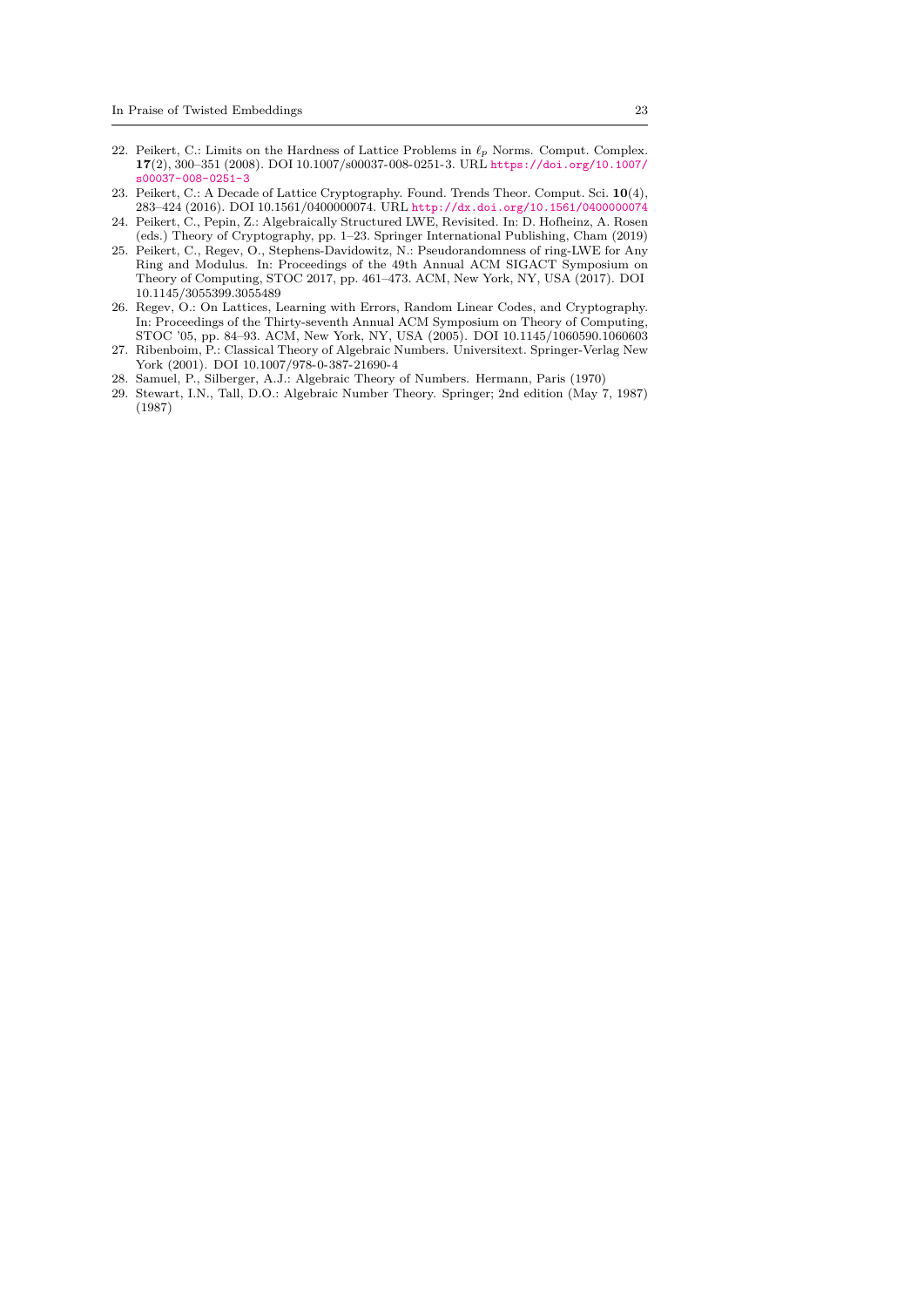22. Peikert, C.: Limits on the Hardness of Lattice Problems in $\ell_p$ Norms. Comput. Complex. **17**(2), 300–351 (2008). DOI 10.1007/s00037-008-0251-3. URL https://doi.org/10.1007/s00037-008-0251-3
23. Peikert, C.: A Decade of Lattice Cryptography. Found. Trends Theor. Comput. Sci. **10**(4), 283–424 (2016). DOI 10.1561/0400000074. URL http://dx.doi.org/10.1561/0400000074
24. Peikert, C., Pepin, Z.: Algebraically Structured LWE, Revisited. In: D. Hofheinz, A. Rosen (eds.) Theory of Cryptography, pp. 1–23. Springer International Publishing, Cham (2019)
25. Peikert, C., Regev, O., Stephens-Davidowitz, N.: Pseudorandomness of ring-LWE for Any Ring and Modulus. In: Proceedings of the 49th Annual ACM SIGACT Symposium on Theory of Computing, STOC 2017, pp. 461–473. ACM, New York, NY, USA (2017). DOI 10.1145/3055399.3055489
26. Regev, O.: On Lattices, Learning with Errors, Random Linear Codes, and Cryptography. In: Proceedings of the Thirty-seventh Annual ACM Symposium on Theory of Computing, STOC '05, pp. 84–93. ACM, New York, NY, USA (2005). DOI 10.1145/1060590.1060603
27. Ribenboim, P.: Classical Theory of Algebraic Numbers. Universitext. Springer-Verlag New York (2001). DOI 10.1007/978-0-387-21690-4
28. Samuel, P., Silberger, A.J.: Algebraic Theory of Numbers. Hermann, Paris (1970)
29. Stewart, I.N., Tall, D.O.: Algebraic Number Theory. Springer; 2nd edition (May 7, 1987) (1987)